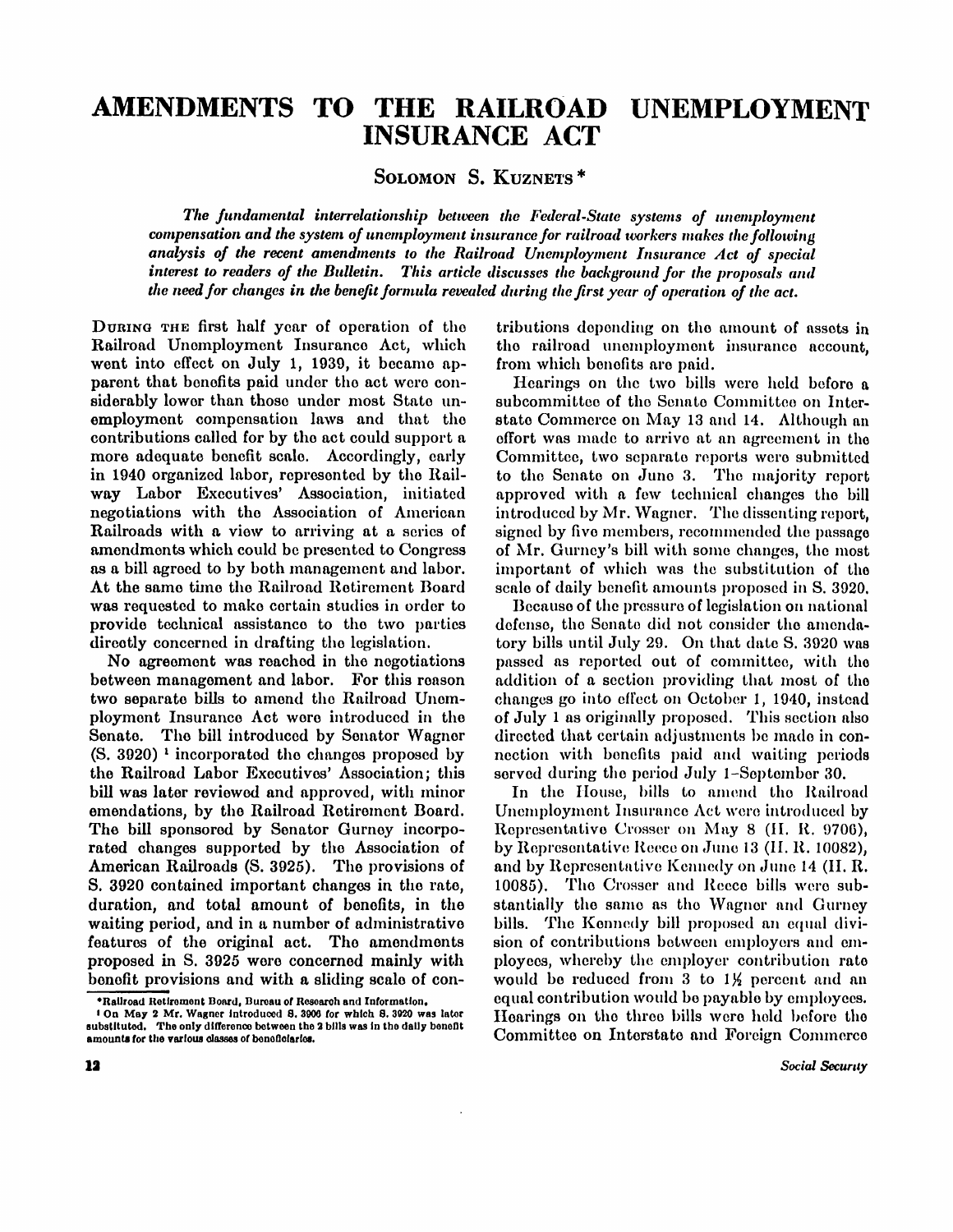# AMENDMENTS TO THE RAILROAD UNEMPLOYMENT INSURANCE ACT

## Solomon S. Kuznets *

*The fundamental interrelationship between the Federal-State systems of unemployment compensation and the system of unemployment insurance for railroad workers makes the following analysis of the recent amendments to the Railroad Unemployment Insurance Act of special interest to readers of the Bulletin. This article discusses the background for the proposals and the need for changes in the benefit formula revealed during the first year of operation of the act.*

During the first half year of operation of the Railroad Unemployment Insurance Act, which went into effect on July 1, 1939, it became apparent that benefits paid under the act were considerably lower than those under most State unemployment compensation laws and that the contributions called for by the act could support a more adequate benefit scale. Accordingly, early in 1940 organized labor, represented by the Railway Labor Executives' Association, initiated negotiations with the Association of American Railroads with a view to arriving at a series of amendments which could be presented to Congress as a bill agreed to by both management and labor. At the same time the Railroad Retirement Board was requested to make certain studies in order to provide technical assistance to the two parties directly concerned in drafting the legislation.

No agreement was reached in the negotiations between management and labor. For this reason two separate bills to amend the Railroad Unemployment Insurance Act were introduced in the Senate. The bill introduced by Senator Wagner (S. 3920) [1] incorporated the changes proposed by the Railroad Labor Executives' Association; this bill was later reviewed and approved, with minor emendations, by the Railroad Retirement Board. The bill sponsored by Senator Gurney incorporated changes supported by the Association of American Railroads (S. 3925). The provisions of S. 3920 contained important changes in the rate, duration, and total amount of benefits, in the waiting period, and in a number of administrative features of the original act. The amendments proposed in S. 3925 were concerned mainly with benefit provisions and with a sliding scale of contributions depending on the amount of assets in the railroad unemployment insurance account, from which benefits are paid.

Hearings on the two bills were held before a subcommittee of the Senate Committee on Interstate Commerce on May 13 and 14. Although an effort was made to arrive at an agreement in the Committee, two separate reports were submitted to the Senate on June 3. The majority report approved with a few technical changes the bill introduced by Mr. Wagner. The dissenting report, signed by five members, recommended the passage of Mr. Gurney's bill with some changes, the most important of which was the substitution of the scale of daily benefit amounts proposed in S. 3920.

Because of the pressure of legislation on national defense, the Senate did not consider the amendatory bills until July 29. On that date S. 3920 was passed as reported out of committee, with the addition of a section providing that most of the changes go into effect on October 1, 1940, instead of July 1 as originally proposed. This section also directed that certain adjustments be made in connection with benefits paid and waiting periods served during the period July 1–September 30.

In the House, bills to amend the Railroad Unemployment Insurance Act were introduced by Representative Crosser on May 8 (H. R. 9706), by Representative Reece on June 13 (H. R. 10082), and by Representative Kennedy on June 14 (H. R. 10085). The Crosser and Reece bills were substantially the same as the Wagner and Gurney bills. The Kennedy bill proposed an equal division of contributions between employers and employees, whereby the employer contribution rate would be reduced from 3 to 1½ percent and an equal contribution would be payable by employees. Hearings on the three bills were held before the Committee on Interstate and Foreign Commerce

---

\*Railroad Retirement Board, Bureau of Research and Information.

[1] On May 2 Mr. Wagner introduced S. 3906 for which S. 3920 was later substituted. The only difference between the 2 bills was in the daily benefit amounts for the various classes of beneficiaries.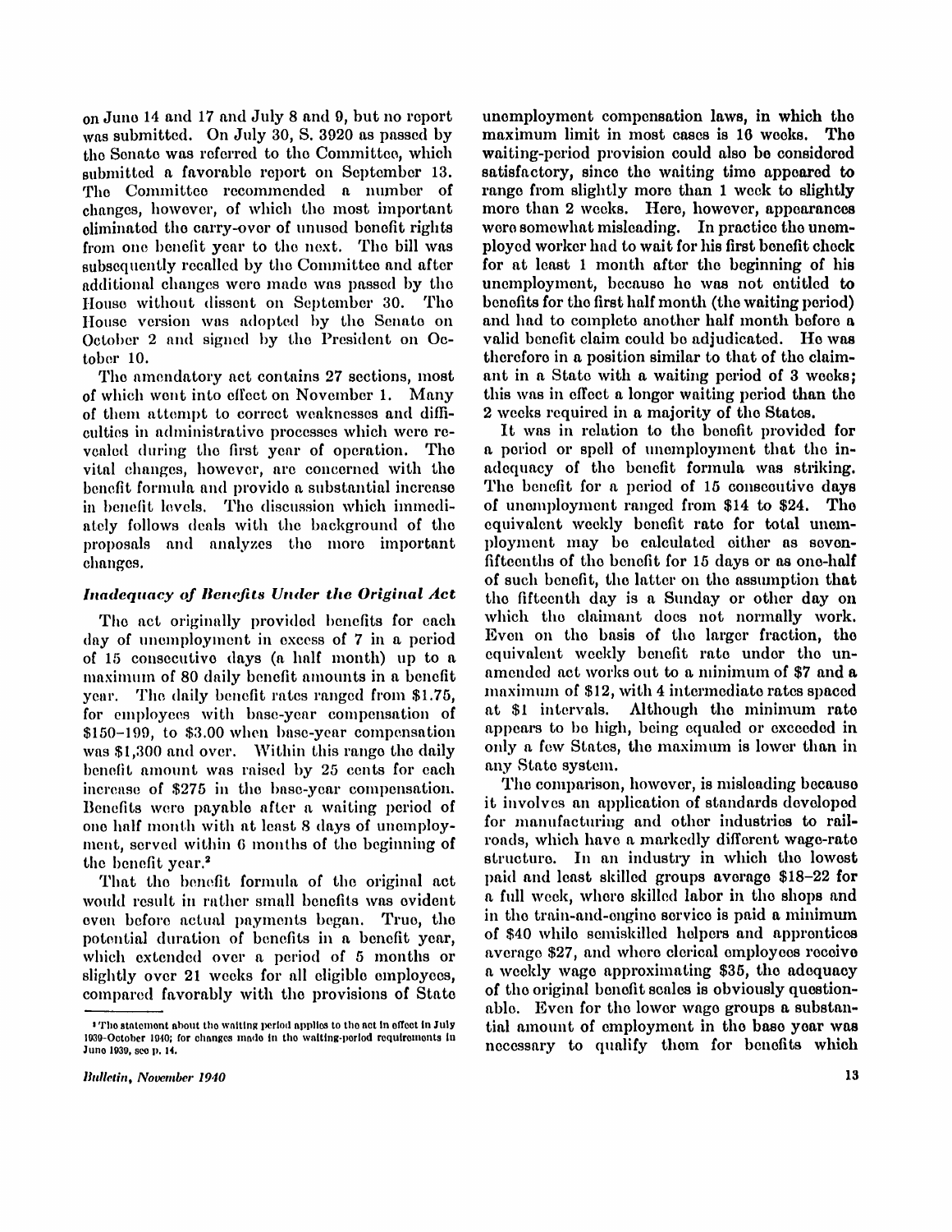on June 14 and 17 and July 8 and 9, but no report was submitted. On July 30, S. 3920 as passed by the Senate was referred to the Committee, which submitted a favorable report on September 13. The Committee recommended a number of changes, however, of which the most important eliminated the carry-over of unused benefit rights from one benefit year to the next. The bill was subsequently recalled by the Committee and after additional changes were made was passed by the House without dissent on September 30. The House version was adopted by the Senate on October 2 and signed by the President on October 10.

The amendatory act contains 27 sections, most of which went into effect on November 1. Many of them attempt to correct weaknesses and difficulties in administrative processes which were revealed during the first year of operation. The vital changes, however, are concerned with the benefit formula and provide a substantial increase in benefit levels. The discussion which immediately follows deals with the background of the proposals and analyzes the more important changes.

### *Inadequacy of Benefits Under the Original Act*

The act originally provided benefits for each day of unemployment in excess of 7 in a period of 15 consecutive days (a half month) up to a maximum of 80 daily benefit amounts in a benefit year. The daily benefit rates ranged from \$1.75, for employees with base-year compensation of \$150–199, to \$3.00 when base-year compensation was \$1,300 and over. Within this range the daily benefit amount was raised by 25 cents for each increase of \$275 in the base-year compensation. Benefits were payable after a waiting period of one half month with at least 8 days of unemployment, served within 6 months of the beginning of the benefit year.[2]

That the benefit formula of the original act would result in rather small benefits was evident even before actual payments began. True, the potential duration of benefits in a benefit year, which extended over a period of 5 months or slightly over 21 weeks for all eligible employees, compared favorably with the provisions of State unemployment compensation laws, in which the maximum limit in most cases is 16 weeks. The waiting-period provision could also be considered satisfactory, since the waiting time appeared to range from slightly more than 1 week to slightly more than 2 weeks. Here, however, appearances were somewhat misleading. In practice the unemployed worker had to wait for his first benefit check for at least 1 month after the beginning of his unemployment, because he was not entitled to benefits for the first half month (the waiting period) and had to complete another half month before a valid benefit claim could be adjudicated. He was therefore in a position similar to that of the claimant in a State with a waiting period of 3 weeks; this was in effect a longer waiting period than the 2 weeks required in a majority of the States.

It was in relation to the benefit provided for a period or spell of unemployment that the inadequacy of the benefit formula was striking. The benefit for a period of 15 consecutive days of unemployment ranged from \$14 to \$24. The equivalent weekly benefit rate for total unemployment may be calculated either as seven-fifteenths of the benefit for 15 days or as one-half of such benefit, the latter on the assumption that the fifteenth day is a Sunday or other day on which the claimant does not normally work. Even on the basis of the larger fraction, the equivalent weekly benefit rate under the unamended act works out to a minimum of \$7 and a maximum of \$12, with 4 intermediate rates spaced at \$1 intervals. Although the minimum rate appears to be high, being equaled or exceeded in only a few States, the maximum is lower than in any State system.

The comparison, however, is misleading because it involves an application of standards developed for manufacturing and other industries to railroads, which have a markedly different wage-rate structure. In an industry in which the lowest paid and least skilled groups average \$18–22 for a full week, where skilled labor in the shops and in the train-and-engine service is paid a minimum of \$40 while semiskilled helpers and apprentices average \$27, and where clerical employees receive a weekly wage approximating \$35, the adequacy of the original benefit scales is obviously questionable. Even for the lower wage groups a substantial amount of employment in the base year was necessary to qualify them for benefits which

[2] The statement about the waiting period applies to the act in effect in July 1939-October 1940; for changes made in the waiting-period requirements in June 1939, see p. 14.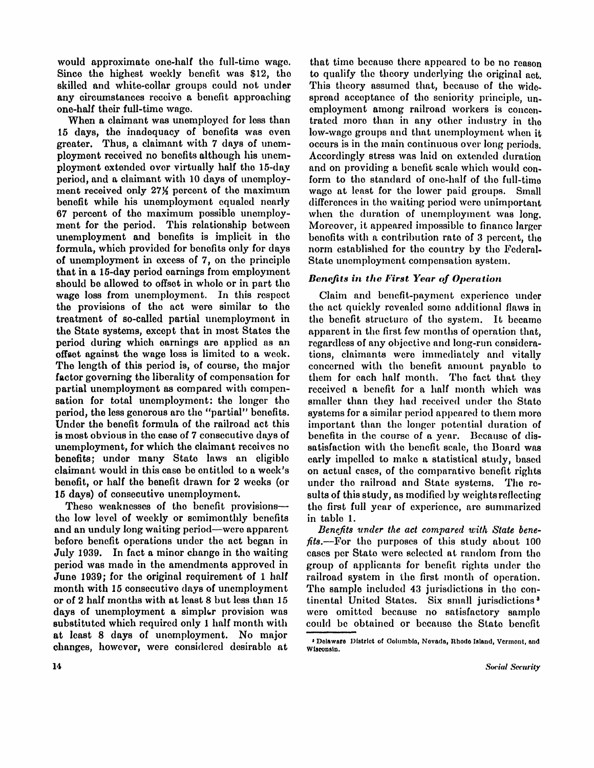would approximate one-half the full-time wage. Since the highest weekly benefit was $12, the skilled and white-collar groups could not under any circumstances receive a benefit approaching one-half their full-time wage.

When a claimant was unemployed for less than 15 days, the inadequacy of benefits was even greater. Thus, a claimant with 7 days of unemployment received no benefits although his unemployment extended over virtually half the 15-day period, and a claimant with 10 days of unemployment received only 27½ percent of the maximum benefit while his unemployment equaled nearly 67 percent of the maximum possible unemployment for the period. This relationship between unemployment and benefits is implicit in the formula, which provided for benefits only for days of unemployment in excess of 7, on the principle that in a 15-day period earnings from employment should be allowed to offset in whole or in part the wage loss from unemployment. In this respect the provisions of the act were similar to the treatment of so-called partial unemployment in the State systems, except that in most States the period during which earnings are applied as an offset against the wage loss is limited to a week. The length of this period is, of course, the major factor governing the liberality of compensation for partial unemployment as compared with compensation for total unemployment: the longer the period, the less generous are the "partial" benefits. Under the benefit formula of the railroad act this is most obvious in the case of 7 consecutive days of unemployment, for which the claimant receives no benefits; under many State laws an eligible claimant would in this case be entitled to a week's benefit, or half the benefit drawn for 2 weeks (or 15 days) of consecutive unemployment.

These weaknesses of the benefit provisions—the low level of weekly or semimonthly benefits and an unduly long waiting period—were apparent before benefit operations under the act began in July 1939. In fact a minor change in the waiting period was made in the amendments approved in June 1939; for the original requirement of 1 half month with 15 consecutive days of unemployment or of 2 half months with at least 8 but less than 15 days of unemployment a simpler provision was substituted which required only 1 half month with at least 8 days of unemployment. No major changes, however, were considered desirable at that time because there appeared to be no reason to qualify the theory underlying the original act. This theory assumed that, because of the widespread acceptance of the seniority principle, unemployment among railroad workers is concentrated more than in any other industry in the low-wage groups and that unemployment when it occurs is in the main continuous over long periods. Accordingly stress was laid on extended duration and on providing a benefit scale which would conform to the standard of one-half of the full-time wage at least for the lower paid groups. Small differences in the waiting period were unimportant when the duration of unemployment was long. Moreover, it appeared impossible to finance larger benefits with a contribution rate of 3 percent, the norm established for the country by the Federal-State unemployment compensation system.

### *Benefits in the First Year of Operation*

Claim and benefit-payment experience under the act quickly revealed some additional flaws in the benefit structure of the system. It became apparent in the first few months of operation that, regardless of any objective and long-run considerations, claimants were immediately and vitally concerned with the benefit amount payable to them for each half month. The fact that they received a benefit for a half month which was smaller than they had received under the State systems for a similar period appeared to them more important than the longer potential duration of benefits in the course of a year. Because of dissatisfaction with the benefit scale, the Board was early impelled to make a statistical study, based on actual cases, of the comparative benefit rights under the railroad and State systems. The results of this study, as modified by weights reflecting the first full year of experience, are summarized in table 1.

*Benefits under the act compared with State benefits.*—For the purposes of this study about 100 cases per State were selected at random from the group of applicants for benefit rights under the railroad system in the first month of operation. The sample included 43 jurisdictions in the continental United States. Six small jurisdictions[3] were omitted because no satisfactory sample could be obtained or because the State benefit

[3] Delaware District of Columbia, Nevada, Rhode Island, Vermont, and Wisconsin.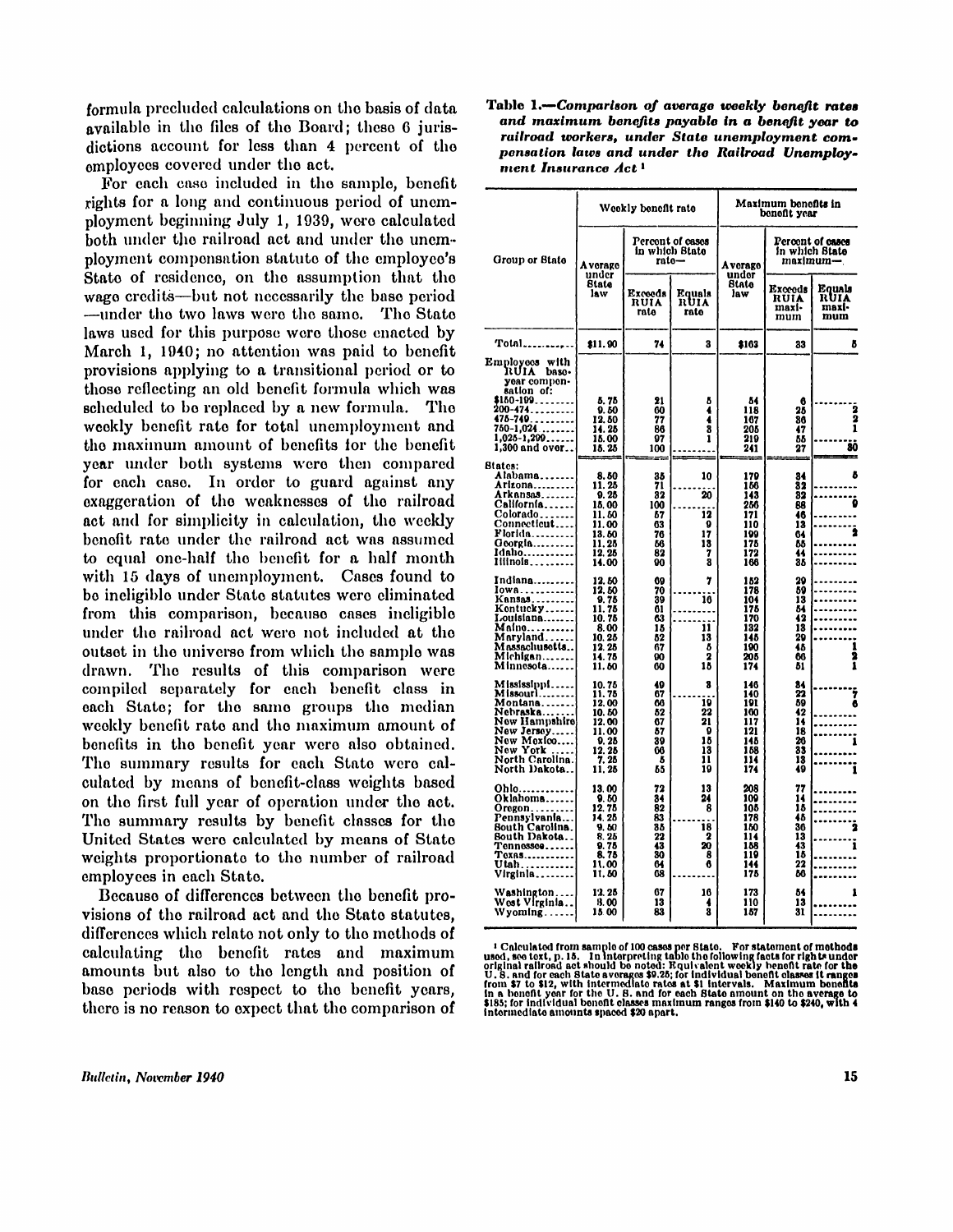formula precluded calculations on the basis of data available in the files of the Board; these 6 jurisdictions account for less than 4 percent of the employees covered under the act.

For each case included in the sample, benefit rights for a long and continuous period of unemployment beginning July 1, 1939, were calculated both under the railroad act and under the unemployment compensation statute of the employee's State of residence, on the assumption that the wage credits—but not necessarily the base period—under the two laws were the same. The State laws used for this purpose were those enacted by March 1, 1940; no attention was paid to benefit provisions applying to a transitional period or to those reflecting an old benefit formula which was scheduled to be replaced by a new formula. The weekly benefit rate for total unemployment and the maximum amount of benefits for the benefit year under both systems were then compared for each case. In order to guard against any exaggeration of the weaknesses of the railroad act and for simplicity in calculation, the weekly benefit rate under the railroad act was assumed to equal one-half the benefit for a half month with 15 days of unemployment. Cases found to be ineligible under State statutes were eliminated from this comparison, because cases ineligible under the railroad act were not included at the outset in the universe from which the sample was drawn. The results of this comparison were compiled separately for each benefit class in each State; for the same groups the median weekly benefit rate and the maximum amount of benefits in the benefit year were also obtained. The summary results for each State were calculated by means of benefit-class weights based on the first full year of operation under the act. The summary results by benefit classes for the United States were calculated by means of State weights proportionate to the number of railroad employees in each State.

Because of differences between the benefit provisions of the railroad act and the State statutes, differences which relate not only to the methods of calculating the benefit rates and maximum amounts but also to the length and position of base periods with respect to the benefit years, there is no reason to expect that the comparison of

**Table 1.—*Comparison of average weekly benefit rates and maximum benefits payable in a benefit year to railroad workers, under State unemployment compensation laws and under the Railroad Unemployment Insurance Act*** [1]

| Group or State | Weekly benefit rate | | | Maximum benefits in benefit year | | |
|---|---|---|---|---|---|---|
| | Average under State law | Percent of cases in which State rate— | | Average under State law | Percent of cases in which State maximum— | |
| | | Exceeds RUIA rate | Equals RUIA rate | | Exceeds RUIA maximum | Equals RUIA maximum |
| Total | $11.90 | 74 | 3 | $163 | 33 | 5 |
| Employees with RUIA base-year compensation of: | | | | | | |
| $150-199 | 5.75 | 21 | 5 | 54 | 6 | |
| 200-474 | 9.50 | 60 | 4 | 118 | 25 | 2 |
| 475-749 | 12.50 | 77 | 4 | 167 | 36 | 2 |
| 750-1,024 | 14.25 | 86 | 3 | 205 | 47 | 1 |
| 1,025-1,299 | 15.00 | 97 | 1 | 219 | 55 | |
| 1,300 and over | 15.25 | 100 | | 241 | 27 | 50 |
| States: | | | | | | |
| Alabama | 8.50 | 35 | 10 | 179 | 34 | 5 |
| Arizona | 11.25 | 71 | | 156 | 32 | |
| Arkansas | 9.25 | 32 | 20 | 143 | 32 | |
| California | 15.00 | 100 | | 256 | 86 | 9 |
| Colorado | 11.50 | 57 | 12 | 171 | 46 | |
| Connecticut | 11.00 | 63 | 9 | 110 | 13 | |
| Florida | 13.50 | 76 | 17 | 199 | 64 | 2 |
| Georgia | 11.25 | 56 | 13 | 175 | 55 | |
| Idaho | 12.25 | 82 | 7 | 172 | 44 | |
| Illinois | 14.00 | 90 | 3 | 166 | 35 | |
| Indiana | 12.50 | 69 | 7 | 152 | 29 | |
| Iowa | 12.50 | 70 | | 178 | 59 | |
| Kansas | 9.75 | 39 | 16 | 104 | 13 | |
| Kentucky | 11.75 | 61 | | 175 | 54 | |
| Louisiana | 10.75 | 63 | | 170 | 42 | |
| Maine | 8.00 | 15 | 11 | 132 | 13 | |
| Maryland | 10.25 | 52 | 13 | 145 | 29 | |
| Massachusetts | 12.25 | 67 | 5 | 190 | 45 | 1 |
| Michigan | 14.75 | 90 | 2 | 205 | 66 | 2 |
| Minnesota | 11.50 | 60 | 15 | 174 | 51 | 1 |
| Mississippi | 10.75 | 49 | 3 | 146 | 34 | |
| Missouri | 11.75 | 67 | | 140 | 22 | 7 |
| Montana | 12.00 | 66 | 19 | 191 | 59 | 6 |
| Nebraska | 10.50 | 52 | 22 | 160 | 42 | |
| New Hampshire | 12.00 | 67 | 21 | 117 | 14 | |
| New Jersey | 11.00 | 57 | 9 | 121 | 18 | |
| New Mexico | 9.25 | 39 | 15 | 145 | 26 | 1 |
| New York | 12.25 | 66 | 13 | 158 | 33 | |
| North Carolina | 7.25 | 5 | 11 | 114 | 13 | |
| North Dakota | 11.25 | 55 | 19 | 174 | 49 | 1 |
| Ohio | 13.00 | 72 | 13 | 208 | 77 | |
| Oklahoma | 9.50 | 34 | 24 | 109 | 14 | |
| Oregon | 12.75 | 82 | 8 | 105 | 15 | |
| Pennsylvania | 14.25 | 83 | | 178 | 45 | |
| South Carolina | 9.50 | 35 | 18 | 150 | 36 | 2 |
| South Dakota | 8.25 | 22 | 2 | 114 | 13 | |
| Tennessee | 9.75 | 43 | 20 | 158 | 43 | 1 |
| Texas | 8.75 | 30 | 8 | 119 | 15 | |
| Utah | 11.00 | 64 | 6 | 144 | 22 | |
| Virginia | 11.50 | 68 | | 175 | 50 | |
| Washington | 12.25 | 67 | 16 | 173 | 54 | 1 |
| West Virginia | 8.00 | 13 | 4 | 110 | 13 | |
| Wyoming | 15.00 | 83 | 3 | 157 | 31 | |

[1] Calculated from sample of 100 cases per State. For statement of methods used, see text, p. 15. In interpreting table the following facts for rights under original railroad act should be noted: Equivalent weekly benefit rate for the U. S. and for each State averages $9.25; for individual benefit classes it ranges from $7 to $12, with intermediate rates at $1 intervals. Maximum benefits in a benefit year for the U. S. and for each State amount on the average to $185; for individual benefit classes maximum ranges from $140 to $240, with 4 intermediate amounts spaced $20 apart.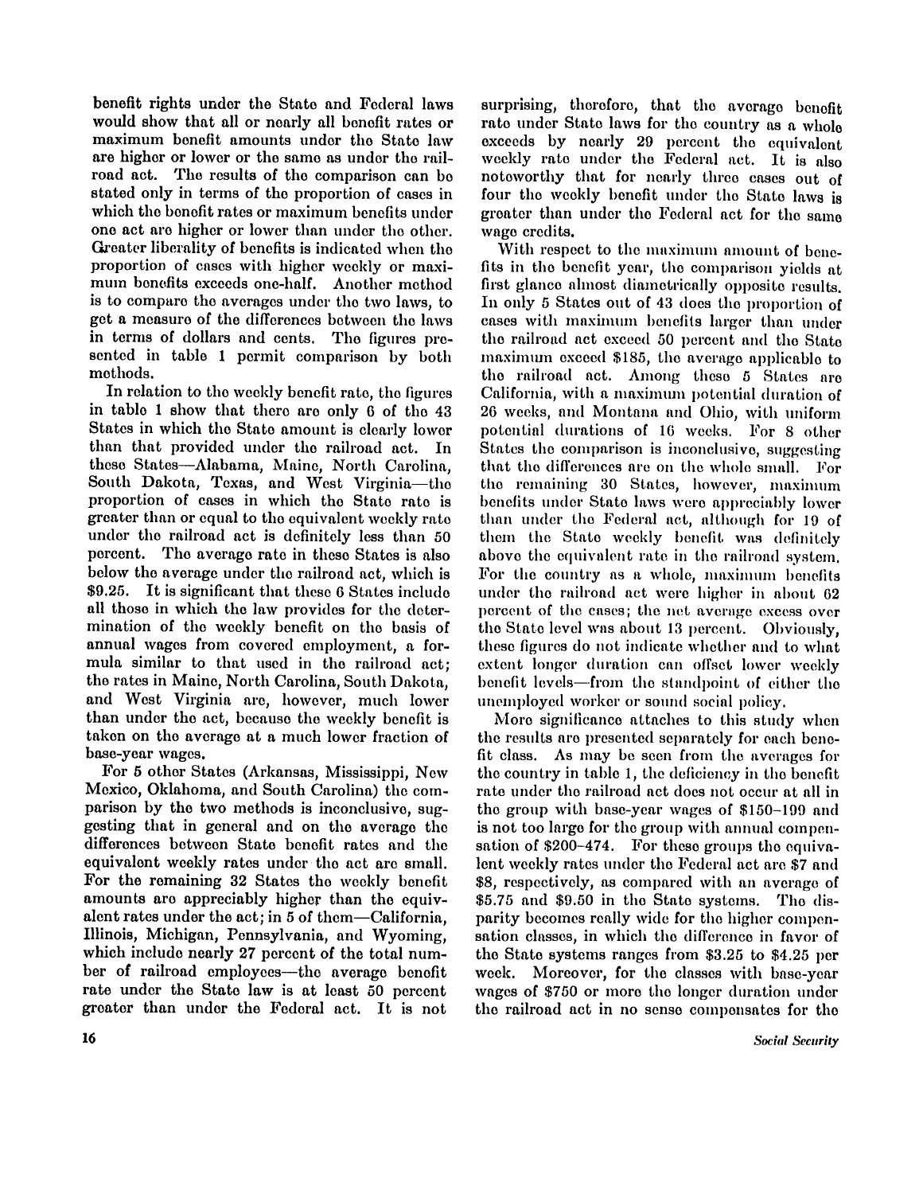benefit rights under the State and Federal laws would show that all or nearly all benefit rates or maximum benefit amounts under the State law are higher or lower or the same as under the railroad act. The results of the comparison can be stated only in terms of the proportion of cases in which the benefit rates or maximum benefits under one act are higher or lower than under the other. Greater liberality of benefits is indicated when the proportion of cases with higher weekly or maximum benefits exceeds one-half. Another method is to compare the averages under the two laws, to get a measure of the differences between the laws in terms of dollars and cents. The figures presented in table 1 permit comparison by both methods.

In relation to the weekly benefit rate, the figures in table 1 show that there are only 6 of the 43 States in which the State amount is clearly lower than that provided under the railroad act. In these States—Alabama, Maine, North Carolina, South Dakota, Texas, and West Virginia—the proportion of cases in which the State rate is greater than or equal to the equivalent weekly rate under the railroad act is definitely less than 50 percent. The average rate in these States is also below the average under the railroad act, which is $9.25. It is significant that these 6 States include all those in which the law provides for the determination of the weekly benefit on the basis of annual wages from covered employment, a formula similar to that used in the railroad act; the rates in Maine, North Carolina, South Dakota, and West Virginia are, however, much lower than under the act, because the weekly benefit is taken on the average at a much lower fraction of base-year wages.

For 5 other States (Arkansas, Mississippi, New Mexico, Oklahoma, and South Carolina) the comparison by the two methods is inconclusive, suggesting that in general and on the average the differences between State benefit rates and the equivalent weekly rates under the act are small. For the remaining 32 States the weekly benefit amounts are appreciably higher than the equivalent rates under the act; in 5 of them—California, Illinois, Michigan, Pennsylvania, and Wyoming, which include nearly 27 percent of the total number of railroad employees—the average benefit rate under the State law is at least 50 percent greater than under the Federal act. It is not surprising, therefore, that the average benefit rate under State laws for the country as a whole exceeds by nearly 29 percent the equivalent weekly rate under the Federal act. It is also noteworthy that for nearly three cases out of four the weekly benefit under the State laws is greater than under the Federal act for the same wage credits.

With respect to the maximum amount of benefits in the benefit year, the comparison yields at first glance almost diametrically opposite results. In only 5 States out of 43 does the proportion of cases with maximum benefits larger than under the railroad act exceed 50 percent and the State maximum exceed $185, the average applicable to the railroad act. Among these 5 States are California, with a maximum potential duration of 26 weeks, and Montana and Ohio, with uniform potential durations of 16 weeks. For 8 other States the comparison is inconclusive, suggesting that the differences are on the whole small. For the remaining 30 States, however, maximum benefits under State laws were appreciably lower than under the Federal act, although for 19 of them the State weekly benefit was definitely above the equivalent rate in the railroad system. For the country as a whole, maximum benefits under the railroad act were higher in about 62 percent of the cases; the net average excess over the State level was about 13 percent. Obviously, these figures do not indicate whether and to what extent longer duration can offset lower weekly benefit levels—from the standpoint of either the unemployed worker or sound social policy.

More significance attaches to this study when the results are presented separately for each benefit class. As may be seen from the averages for the country in table 1, the deficiency in the benefit rate under the railroad act does not occur at all in the group with base-year wages of $150–199 and is not too large for the group with annual compensation of $200–474. For these groups the equivalent weekly rates under the Federal act are $7 and $8, respectively, as compared with an average of $5.75 and $9.50 in the State systems. The disparity becomes really wide for the higher compensation classes, in which the difference in favor of the State systems ranges from $3.25 to $4.25 per week. Moreover, for the classes with base-year wages of $750 or more the longer duration under the railroad act in no sense compensates for the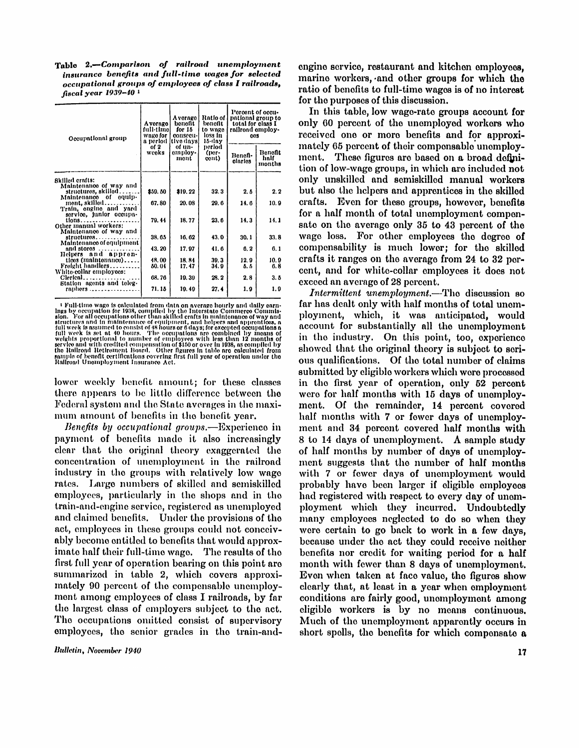**Table 2.—*Comparison of railroad unemployment insurance benefits and full-time wages for selected occupational groups of employees of class I railroads, fiscal year 1939–40*** [1]

| Occupational group | Average full-time wage for a period of 2 weeks | Average benefit for 15 consecutive days of unemployment | Ratio of benefit to wage loss in 15-day period (percent) | Percent of occupational group to total for class I railroad employees | |
|---|---|---|---|---|---|
| | | | | Beneficiaries | Benefit half months |
| Skilled crafts: | | | | | |
| Maintenance of way and structures, skilled | $50.50 | $19.22 | 32.3 | 2.5 | 2.2 |
| Maintenance of equipment, skilled | 67.80 | 20.08 | 29.6 | 14.6 | 10.9 |
| Train, engine and yard service, junior occupations | 79.44 | 18.77 | 23.6 | 14.3 | 14.1 |
| Other manual workers: | | | | | |
| Maintenance of way and structures | 38.65 | 16.62 | 43.0 | 30.1 | 33.8 |
| Maintenance of equipment and stores | 43.20 | 17.97 | 41.6 | 6.2 | 6.1 |
| Helpers and apprentices (maintenance) | 48.00 | 18.84 | 39.3 | 12.9 | 10.9 |
| Freight handlers | 50.04 | 17.47 | 34.9 | 5.5 | 6.8 |
| White-collar employees: | | | | | |
| Clerical | 68.76 | 19.39 | 28.2 | 2.8 | 3.5 |
| Station agents and telegraphers | 71.15 | 19.40 | 27.4 | 1.9 | 1.9 |

[1] Full-time wage is calculated from data on average hourly and daily earnings by occupation for 1938, compiled by the Interstate Commerce Commission. For all occupations other than skilled crafts in maintenance of way and structures and in maintenance of equipment, and helpers and apprentices, a full week is assumed to consist of 48 hours or 6 days; for excepted occupations a full week is set at 40 hours. The occupations are combined by means of weights proportional to number of employees with less than 12 months of service and with credited compensation of $150 or over in 1938, as compiled by the Railroad Retirement Board. Other figures in table are calculated from sample of benefit certifications covering first full year of operation under the Railroad Unemployment Insurance Act.

lower weekly benefit amount; for these classes there appears to be little difference between the Federal system and the State averages in the maximum amount of benefits in the benefit year.

*Benefits by occupational groups.*—Experience in payment of benefits made it also increasingly clear that the original theory exaggerated the concentration of unemployment in the railroad industry in the groups with relatively low wage rates. Large numbers of skilled and semiskilled employees, particularly in the shops and in the train-and-engine service, registered as unemployed and claimed benefits. Under the provisions of the act, employees in these groups could not conceivably become entitled to benefits that would approximate half their full-time wage. The results of the first full year of operation bearing on this point are summarized in table 2, which covers approximately 90 percent of the compensable unemployment among employees of class I railroads, by far the largest class of employers subject to the act. The occupations omitted consist of supervisory employees, the senior grades in the train-and-engine service, restaurant and kitchen employees, marine workers, and other groups for which the ratio of benefits to full-time wages is of no interest for the purposes of this discussion.

In this table, low wage-rate groups account for only 60 percent of the unemployed workers who received one or more benefits and for approximately 65 percent of their compensable unemployment. These figures are based on a broad definition of low-wage groups, in which are included not only unskilled and semiskilled manual workers but also the helpers and apprentices in the skilled crafts. Even for these groups, however, benefits for a half month of total unemployment compensate on the average only 35 to 43 percent of the wage loss. For other employees the degree of compensability is much lower; for the skilled crafts it ranges on the average from 24 to 32 percent, and for white-collar employees it does not exceed an average of 28 percent.

*Intermittent unemployment.*—The discussion so far has dealt only with half months of total unemployment, which, it was anticipated, would account for substantially all the unemployment in the industry. On this point, too, experience showed that the original theory is subject to serious qualifications. Of the total number of claims submitted by eligible workers which were processed in the first year of operation, only 52 percent were for half months with 15 days of unemployment. Of the remainder, 14 percent covered half months with 7 or fewer days of unemployment and 34 percent covered half months with 8 to 14 days of unemployment. A sample study of half months by number of days of unemployment suggests that the number of half months with 7 or fewer days of unemployment would probably have been larger if eligible employees had registered with respect to every day of unemployment which they incurred. Undoubtedly many employees neglected to do so when they were certain to go back to work in a few days, because under the act they could receive neither benefits nor credit for waiting period for a half month with fewer than 8 days of unemployment. Even when taken at face value, the figures show clearly that, at least in a year when employment conditions are fairly good, unemployment among eligible workers is by no means continuous. Much of the unemployment apparently occurs in short spells, the benefits for which compensate a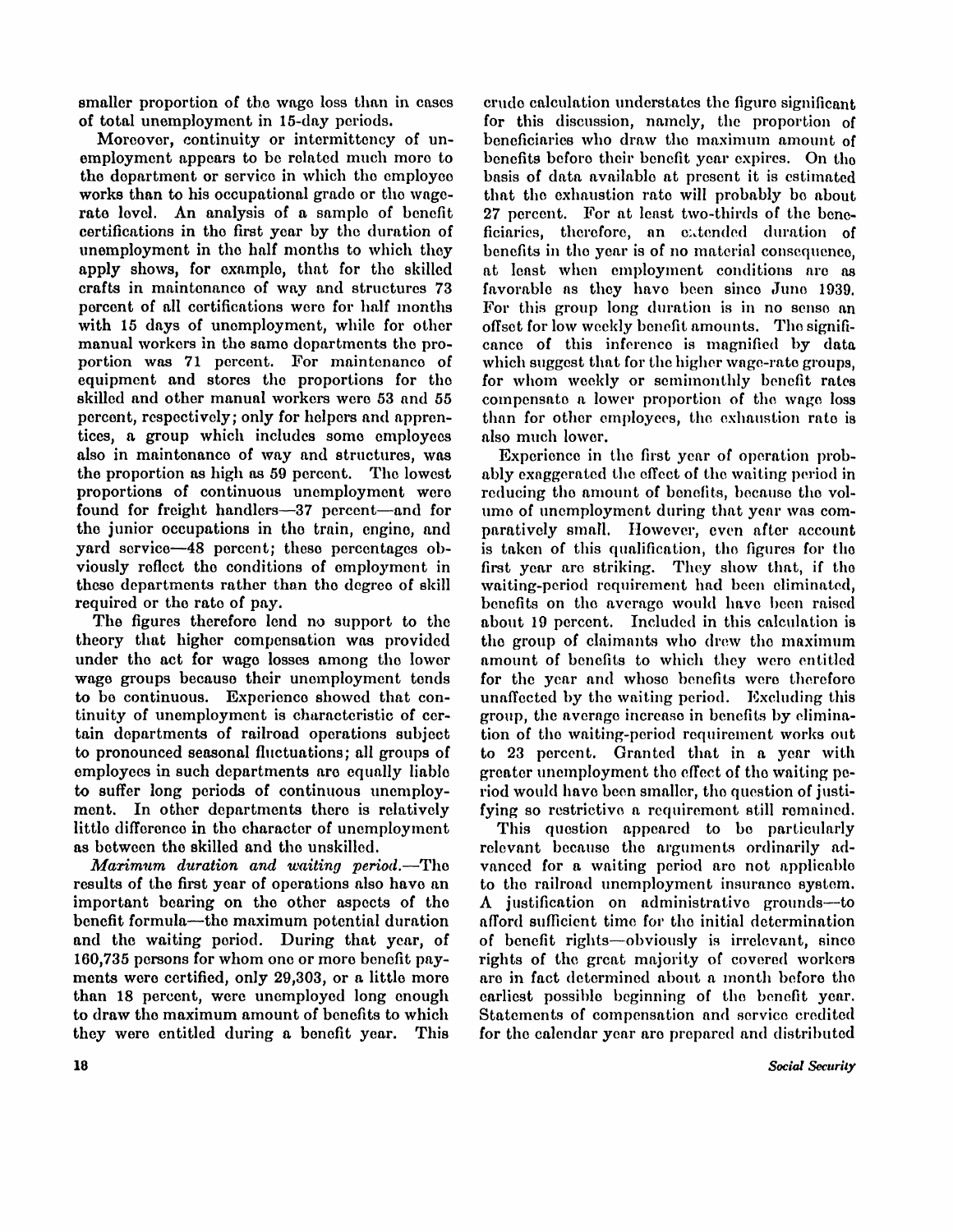smaller proportion of the wage loss than in cases of total unemployment in 15-day periods.

Moreover, continuity or intermittency of unemployment appears to be related much more to the department or service in which the employee works than to his occupational grade or the wage-rate level. An analysis of a sample of benefit certifications in the first year by the duration of unemployment in the half months to which they apply shows, for example, that for the skilled crafts in maintenance of way and structures 73 percent of all certifications were for half months with 15 days of unemployment, while for other manual workers in the same departments the proportion was 71 percent. For maintenance of equipment and stores the proportions for the skilled and other manual workers were 53 and 55 percent, respectively; only for helpers and apprentices, a group which includes some employees also in maintenance of way and structures, was the proportion as high as 59 percent. The lowest proportions of continuous unemployment were found for freight handlers—37 percent—and for the junior occupations in the train, engine, and yard service—48 percent; these percentages obviously reflect the conditions of employment in these departments rather than the degree of skill required or the rate of pay.

The figures therefore lend no support to the theory that higher compensation was provided under the act for wage losses among the lower wage groups because their unemployment tends to be continuous. Experience showed that continuity of unemployment is characteristic of certain departments of railroad operations subject to pronounced seasonal fluctuations; all groups of employees in such departments are equally liable to suffer long periods of continuous unemployment. In other departments there is relatively little difference in the character of unemployment as between the skilled and the unskilled.

*Maximum duration and waiting period.*—The results of the first year of operations also have an important bearing on the other aspects of the benefit formula—the maximum potential duration and the waiting period. During that year, of 160,735 persons for whom one or more benefit payments were certified, only 29,303, or a little more than 18 percent, were unemployed long enough to draw the maximum amount of benefits to which they were entitled during a benefit year. This crude calculation understates the figure significant for this discussion, namely, the proportion of beneficiaries who draw the maximum amount of benefits before their benefit year expires. On the basis of data available at present it is estimated that the exhaustion rate will probably be about 27 percent. For at least two-thirds of the beneficiaries, therefore, an extended duration of benefits in the year is of no material consequence, at least when employment conditions are as favorable as they have been since June 1939. For this group long duration is in no sense an offset for low weekly benefit amounts. The significance of this inference is magnified by data which suggest that for the higher wage-rate groups, for whom weekly or semimonthly benefit rates compensate a lower proportion of the wage loss than for other employees, the exhaustion rate is also much lower.

Experience in the first year of operation probably exaggerated the effect of the waiting period in reducing the amount of benefits, because the volume of unemployment during that year was comparatively small. However, even after account is taken of this qualification, the figures for the first year are striking. They show that, if the waiting-period requirement had been eliminated, benefits on the average would have been raised about 19 percent. Included in this calculation is the group of claimants who drew the maximum amount of benefits to which they were entitled for the year and whose benefits were therefore unaffected by the waiting period. Excluding this group, the average increase in benefits by elimination of the waiting-period requirement works out to 23 percent. Granted that in a year with greater unemployment the effect of the waiting period would have been smaller, the question of justifying so restrictive a requirement still remained.

This question appeared to be particularly relevant because the arguments ordinarily advanced for a waiting period are not applicable to the railroad unemployment insurance system. A justification on administrative grounds—to afford sufficient time for the initial determination of benefit rights—obviously is irrelevant, since rights of the great majority of covered workers are in fact determined about a month before the earliest possible beginning of the benefit year. Statements of compensation and service credited for the calendar year are prepared and distributed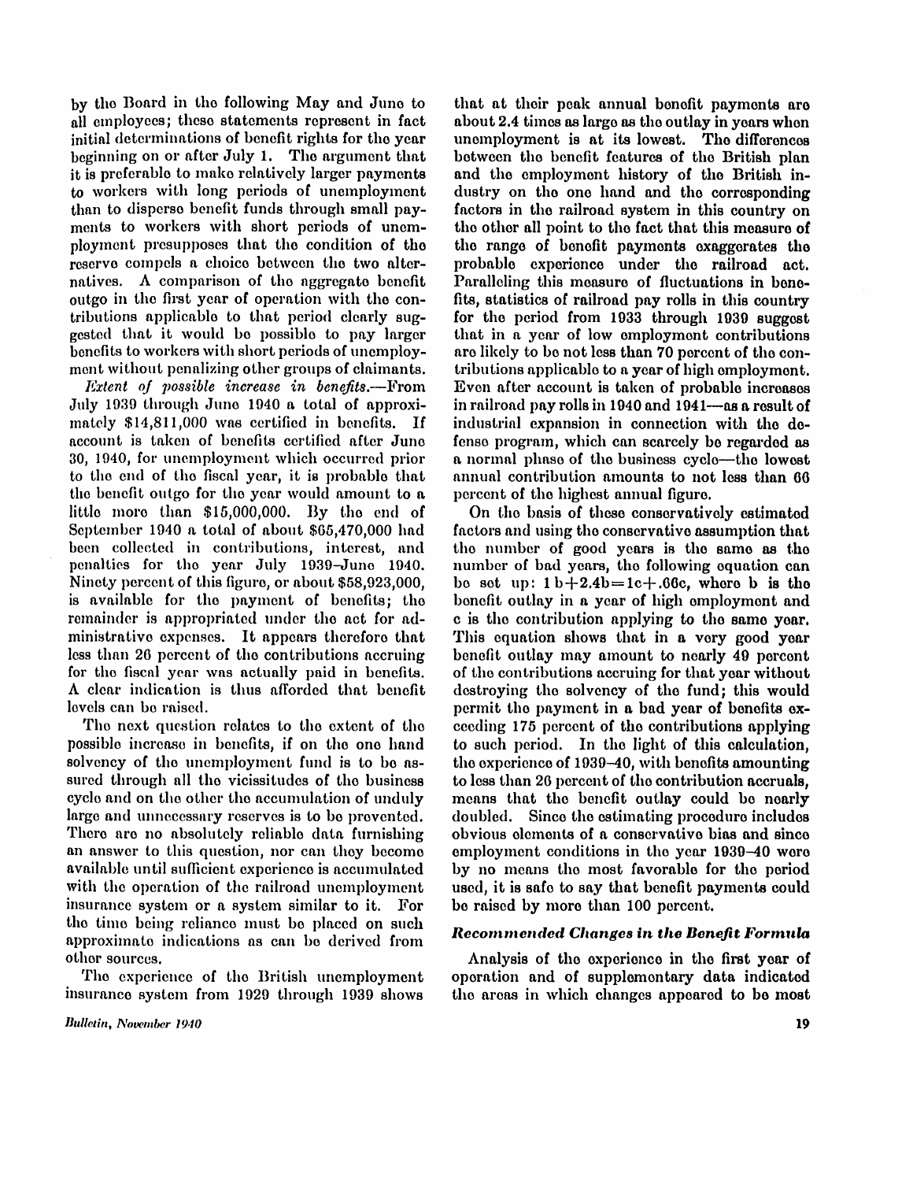by the Board in the following May and June to all employees; these statements represent in fact initial determinations of benefit rights for the year beginning on or after July 1. The argument that it is preferable to make relatively larger payments to workers with long periods of unemployment than to disperse benefit funds through small payments to workers with short periods of unemployment presupposes that the condition of the reserve compels a choice between the two alternatives. A comparison of the aggregate benefit outgo in the first year of operation with the contributions applicable to that period clearly suggested that it would be possible to pay larger benefits to workers with short periods of unemployment without penalizing other groups of claimants.

*Extent of possible increase in benefits.*—From July 1939 through June 1940 a total of approximately \$14,811,000 was certified in benefits. If account is taken of benefits certified after June 30, 1940, for unemployment which occurred prior to the end of the fiscal year, it is probable that the benefit outgo for the year would amount to a little more than \$15,000,000. By the end of September 1940 a total of about \$65,470,000 had been collected in contributions, interest, and penalties for the year July 1939–June 1940. Ninety percent of this figure, or about \$58,923,000, is available for the payment of benefits; the remainder is appropriated under the act for administrative expenses. It appears therefore that less than 26 percent of the contributions accruing for the fiscal year was actually paid in benefits. A clear indication is thus afforded that benefit levels can be raised.

The next question relates to the extent of the possible increase in benefits, if on the one hand solvency of the unemployment fund is to be assured through all the vicissitudes of the business cycle and on the other the accumulation of unduly large and unnecessary reserves is to be prevented. There are no absolutely reliable data furnishing an answer to this question, nor can they become available until sufficient experience is accumulated with the operation of the railroad unemployment insurance system or a system similar to it. For the time being reliance must be placed on such approximate indications as can be derived from other sources.

The experience of the British unemployment insurance system from 1929 through 1939 shows that at their peak annual benefit payments are about 2.4 times as large as the outlay in years when unemployment is at its lowest. The differences between the benefit features of the British plan and the employment history of the British industry on the one hand and the corresponding factors in the railroad system in this country on the other all point to the fact that this measure of the range of benefit payments exaggerates the probable experience under the railroad act. Paralleling this measure of fluctuations in benefits, statistics of railroad pay rolls in this country for the period from 1933 through 1939 suggest that in a year of low employment contributions are likely to be not less than 70 percent of the contributions applicable to a year of high employment. Even after account is taken of probable increases in railroad pay rolls in 1940 and 1941—as a result of industrial expansion in connection with the defense program, which can scarcely be regarded as a normal phase of the business cycle—the lowest annual contribution amounts to not less than 66 percent of the highest annual figure.

On the basis of these conservatively estimated factors and using the conservative assumption that the number of good years is the same as the number of bad years, the following equation can be set up: $1b + 2.4b = 1c + .66c$, where b is the benefit outlay in a year of high employment and c is the contribution applying to the same year. This equation shows that in a very good year benefit outlay may amount to nearly 49 percent of the contributions accruing for that year without destroying the solvency of the fund; this would permit the payment in a bad year of benefits exceeding 175 percent of the contributions applying to such period. In the light of this calculation, the experience of 1939–40, with benefits amounting to less than 26 percent of the contribution accruals, means that the benefit outlay could be nearly doubled. Since the estimating procedure includes obvious elements of a conservative bias and since employment conditions in the year 1939–40 were by no means the most favorable for the period used, it is safe to say that benefit payments could be raised by more than 100 percent.

### *Recommended Changes in the Benefit Formula*

Analysis of the experience in the first year of operation and of supplementary data indicated the areas in which changes appeared to be most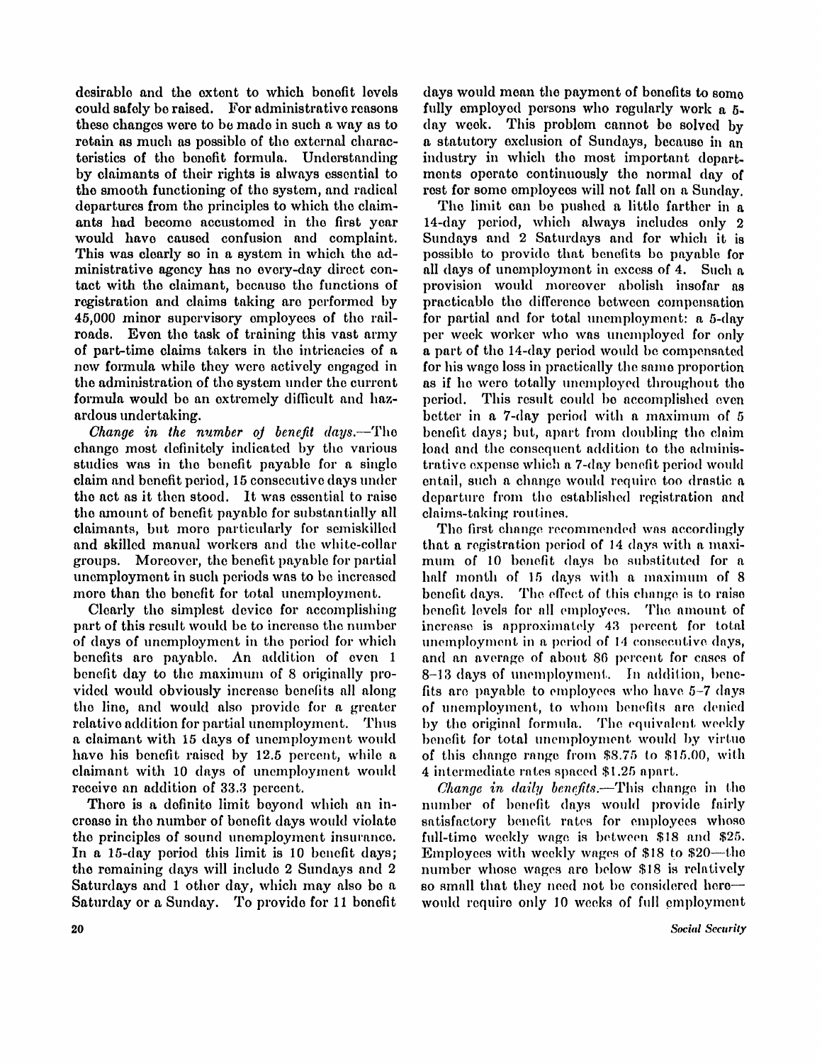desirable and the extent to which benefit levels could safely be raised. For administrative reasons these changes were to be made in such a way as to retain as much as possible of the external characteristics of the benefit formula. Understanding by claimants of their rights is always essential to the smooth functioning of the system, and radical departures from the principles to which the claimants had become accustomed in the first year would have caused confusion and complaint. This was clearly so in a system in which the administrative agency has no every-day direct contact with the claimant, because the functions of registration and claims taking are performed by 45,000 minor supervisory employees of the railroads. Even the task of training this vast army of part-time claims takers in the intricacies of a new formula while they were actively engaged in the administration of the system under the current formula would be an extremely difficult and hazardous undertaking.

*Change in the number of benefit days.*—The change most definitely indicated by the various studies was in the benefit payable for a single claim and benefit period, 15 consecutive days under the act as it then stood. It was essential to raise the amount of benefit payable for substantially all claimants, but more particularly for semiskilled and skilled manual workers and the white-collar groups. Moreover, the benefit payable for partial unemployment in such periods was to be increased more than the benefit for total unemployment.

Clearly the simplest device for accomplishing part of this result would be to increase the number of days of unemployment in the period for which benefits are payable. An addition of even 1 benefit day to the maximum of 8 originally provided would obviously increase benefits all along the line, and would also provide for a greater relative addition for partial unemployment. Thus a claimant with 15 days of unemployment would have his benefit raised by 12.5 percent, while a claimant with 10 days of unemployment would receive an addition of 33.3 percent.

There is a definite limit beyond which an increase in the number of benefit days would violate the principles of sound unemployment insurance. In a 15-day period this limit is 10 benefit days; the remaining days will include 2 Sundays and 2 Saturdays and 1 other day, which may also be a Saturday or a Sunday. To provide for 11 benefit days would mean the payment of benefits to some fully employed persons who regularly work a 5-day week. This problem cannot be solved by a statutory exclusion of Sundays, because in an industry in which the most important departments operate continuously the normal day of rest for some employees will not fall on a Sunday.

The limit can be pushed a little farther in a 14-day period, which always includes only 2 Sundays and 2 Saturdays and for which it is possible to provide that benefits be payable for all days of unemployment in excess of 4. Such a provision would moreover abolish insofar as practicable the difference between compensation for partial and for total unemployment: a 5-day per week worker who was unemployed for only a part of the 14-day period would be compensated for his wage loss in practically the same proportion as if he were totally unemployed throughout the period. This result could be accomplished even better in a 7-day period with a maximum of 5 benefit days; but, apart from doubling the claim load and the consequent addition to the administrative expense which a 7-day benefit period would entail, such a change would require too drastic a departure from the established registration and claims-taking routines.

The first change recommended was accordingly that a registration period of 14 days with a maximum of 10 benefit days be substituted for a half month of 15 days with a maximum of 8 benefit days. The effect of this change is to raise benefit levels for all employees. The amount of increase is approximately 43 percent for total unemployment in a period of 14 consecutive days, and an average of about 86 percent for cases of 8–13 days of unemployment. In addition, benefits are payable to employees who have 5–7 days of unemployment, to whom benefits are denied by the original formula. The equivalent weekly benefit for total unemployment would by virtue of this change range from $8.75 to $15.00, with 4 intermediate rates spaced $1.25 apart.

*Change in daily benefits.*—This change in the number of benefit days would provide fairly satisfactory benefit rates for employees whose full-time weekly wage is between $18 and $25. Employees with weekly wages of $18 to $20—the number whose wages are below $18 is relatively so small that they need not be considered here—would require only 10 weeks of full employment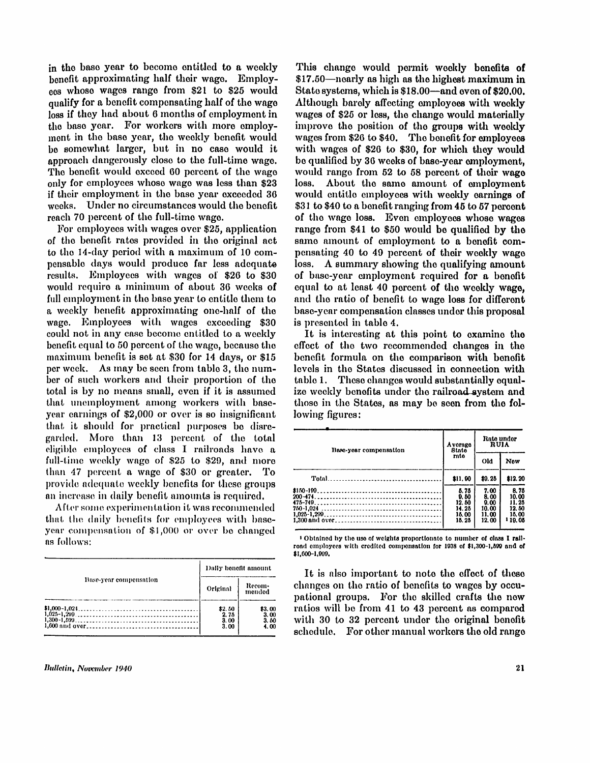in the base year to become entitled to a weekly benefit approximating half their wage. Employees whose wages range from $21 to $25 would qualify for a benefit compensating half of the wage loss if they had about 6 months of employment in the base year. For workers with more employment in the base year, the weekly benefit would be somewhat larger, but in no case would it approach dangerously close to the full-time wage. The benefit would exceed 60 percent of the wage only for employees whose wage was less than $23 if their employment in the base year exceeded 36 weeks. Under no circumstances would the benefit reach 70 percent of the full-time wage.

For employees with wages over $25, application of the benefit rates provided in the original act to the 14-day period with a maximum of 10 compensable days would produce far less adequate results. Employees with wages of $26 to $30 would require a minimum of about 36 weeks of full employment in the base year to entitle them to a weekly benefit approximating one-half of the wage. Employees with wages exceeding $30 could not in any case become entitled to a weekly benefit equal to 50 percent of the wage, because the maximum benefit is set at $30 for 14 days, or $15 per week. As may be seen from table 3, the number of such workers and their proportion of the total is by no means small, even if it is assumed that unemployment among workers with base-year earnings of $2,000 or over is so insignificant that it should for practical purposes be disregarded. More than 13 percent of the total eligible employees of class I railroads have a full-time weekly wage of $25 to $29, and more than 47 percent a wage of $30 or greater. To provide adequate weekly benefits for these groups an increase in daily benefit amounts is required.

After some experimentation it was recommended that the daily benefits for employees with base-year compensation of $1,000 or over be changed as follows:

| Base-year compensation | Daily benefit amount | |
|---|---|---|
| | Original | Recommended |
| $1,000-1,024 | $2.50 | $3.00 |
| 1,025-1,299 | 2.75 | 3.00 |
| 1,300-1,599 | 3.00 | 3.50 |
| 1,600 and over | 3.00 | 4.00 |

This change would permit weekly benefits of $17.50—nearly as high as the highest maximum in State systems, which is $18.00—and even of $20.00. Although barely affecting employees with weekly wages of $25 or less, the change would materially improve the position of the groups with weekly wages from $26 to $40. The benefit for employees with wages of $26 to $30, for which they would be qualified by 36 weeks of base-year employment, would range from 52 to 58 percent of their wage loss. About the same amount of employment would entitle employees with weekly earnings of $31 to $40 to a benefit ranging from 45 to 57 percent of the wage loss. Even employees whose wages range from $41 to $50 would be qualified by the same amount of employment to a benefit compensating 40 to 49 percent of their weekly wage loss. A summary showing the qualifying amount of base-year employment required for a benefit equal to at least 40 percent of the weekly wage, and the ratio of benefit to wage loss for different base-year compensation classes under this proposal is presented in table 4.

It is interesting at this point to examine the effect of the two recommended changes in the benefit formula on the comparison with benefit levels in the States discussed in connection with table 1. These changes would substantially equalize weekly benefits under the railroad system and those in the States, as may be seen from the following figures:

| Base-year compensation | Average State rate | Rate under RUIA | |
|---|---|---|---|
| | | Old | New |
| Total | $11.90 | $9.25 | $12.20 |
| $150-199 | 5.75 | 7.00 | 8.75 |
| 200-474 | 9.50 | 8.00 | 10.00 |
| 475-749 | 12.50 | 9.00 | 11.25 |
| 750-1,024 | 14.25 | 10.00 | 12.50 |
| 1,025-1,299 | 15.00 | 11.00 | 15.00 |
| 1,300 and over | 15.25 | 12.00 | [1] 19.05 |

[1] Obtained by the use of weights proportionate to number of class I railroad employees with credited compensation for 1938 of $1,300-1,599 and of $1,600-1,999.

It is also important to note the effect of these changes on the ratio of benefits to wages by occupational groups. For the skilled crafts the new ratios will be from 41 to 43 percent as compared with 30 to 32 percent under the original benefit schedule. For other manual workers the old range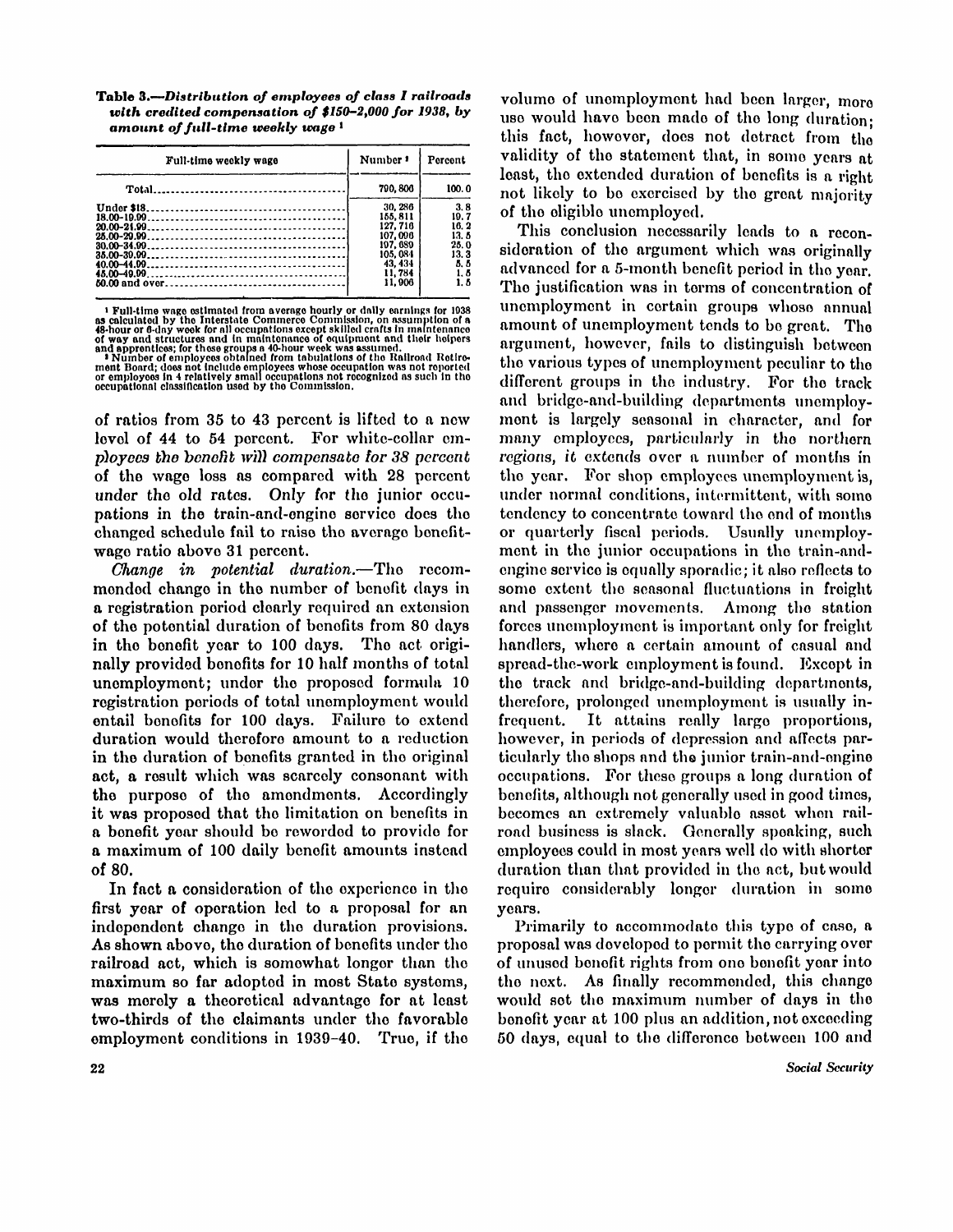**Table 3.—*Distribution of employees of class I railroads with credited compensation of $150–2,000 for 1938, by amount of full-time weekly wage* [1]**

| Full-time weekly wage | Number [2] | Percent |
|---|---|---|
| Total | 790,806 | 100.0 |
| Under $18 | 30,286 | 3.8 |
| 18.00–19.99 | 155,811 | 19.7 |
| 20.00–24.99 | 127,716 | 16.2 |
| 25.00–29.99 | 107,096 | 13.5 |
| 30.00–34.99 | 197,689 | 25.0 |
| 35.00–39.99 | 105,084 | 13.3 |
| 40.00–44.99 | 43,434 | 5.5 |
| 45.00–49.99 | 11,784 | 1.5 |
| 50.00 and over | 11,906 | 1.5 |

[1] Full-time wage estimated from average hourly or daily earnings for 1938 as calculated by the Interstate Commerce Commission, on assumption of a 48-hour or 6-day week for all occupations except skilled crafts in maintenance of way and structures and in maintenance of equipment and their helpers and apprentices; for these groups a 40-hour week was assumed.

[2] Number of employees obtained from tabulations of the Railroad Retirement Board; does not include employees whose occupation was not reported or employees in 4 relatively small occupations not recognized as such in the occupational classification used by the Commission.

of ratios from 35 to 43 percent is lifted to a new level of 44 to 54 percent. For white-collar employees the benefit will compensate for 38 percent of the wage loss as compared with 28 percent under the old rates. Only for the junior occupations in the train-and-engine service does the changed schedule fail to raise the average benefit-wage ratio above 31 percent.

*Change in potential duration.*—The recommended change in the number of benefit days in a registration period clearly required an extension of the potential duration of benefits from 80 days in the benefit year to 100 days. The act originally provided benefits for 10 half months of total unemployment; under the proposed formula 10 registration periods of total unemployment would entail benefits for 100 days. Failure to extend duration would therefore amount to a reduction in the duration of benefits granted in the original act, a result which was scarcely consonant with the purpose of the amendments. Accordingly it was proposed that the limitation on benefits in a benefit year should be reworded to provide for a maximum of 100 daily benefit amounts instead of 80.

In fact a consideration of the experience in the first year of operation led to a proposal for an independent change in the duration provisions. As shown above, the duration of benefits under the railroad act, which is somewhat longer than the maximum so far adopted in most State systems, was merely a theoretical advantage for at least two-thirds of the claimants under the favorable employment conditions in 1939–40. True, if the volume of unemployment had been larger, more use would have been made of the long duration; this fact, however, does not detract from the validity of the statement that, in some years at least, the extended duration of benefits is a right not likely to be exercised by the great majority of the eligible unemployed.

This conclusion necessarily leads to a reconsideration of the argument which was originally advanced for a 5-month benefit period in the year. The justification was in terms of concentration of unemployment in certain groups whose annual amount of unemployment tends to be great. The argument, however, fails to distinguish between the various types of unemployment peculiar to the different groups in the industry. For the track and bridge-and-building departments unemployment is largely seasonal in character, and for many employees, particularly in the northern regions, it extends over a number of months in the year. For shop employees unemployment is, under normal conditions, intermittent, with some tendency to concentrate toward the end of months or quarterly fiscal periods. Usually unemployment in the junior occupations in the train-and-engine service is equally sporadic; it also reflects to some extent the seasonal fluctuations in freight and passenger movements. Among the station forces unemployment is important only for freight handlers, where a certain amount of casual and spread-the-work employment is found. Except in the track and bridge-and-building departments, therefore, prolonged unemployment is usually infrequent. It attains really large proportions, however, in periods of depression and affects particularly the shops and the junior train-and-engine occupations. For these groups a long duration of benefits, although not generally used in good times, becomes an extremely valuable asset when railroad business is slack. Generally speaking, such employees could in most years well do with shorter duration than that provided in the act, but would require considerably longer duration in some years.

Primarily to accommodate this type of case, a proposal was developed to permit the carrying over of unused benefit rights from one benefit year into the next. As finally recommended, this change would set the maximum number of days in the benefit year at 100 plus an addition, not exceeding 50 days, equal to the difference between 100 and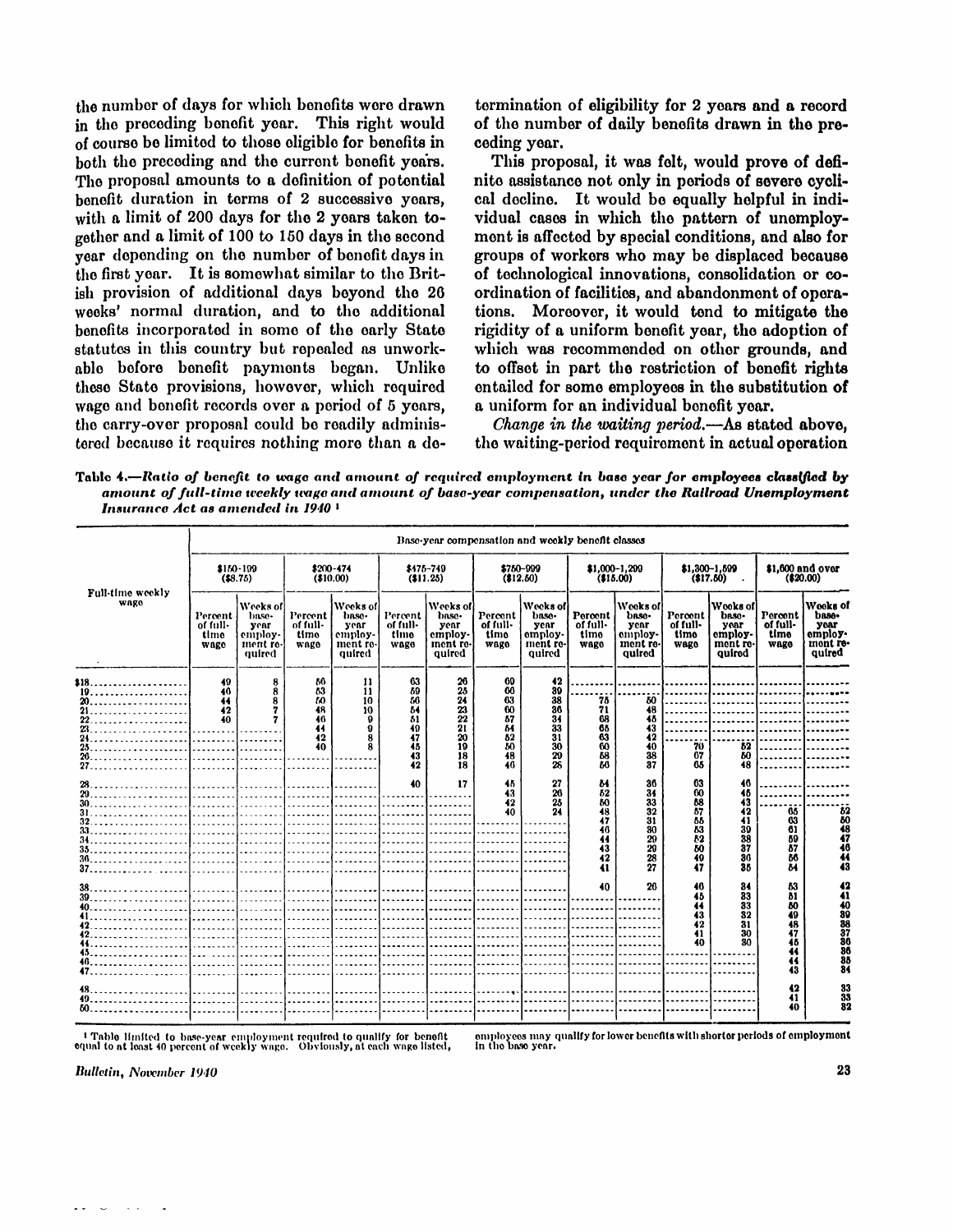the number of days for which benefits were drawn in the preceding benefit year. This right would of course be limited to those eligible for benefits in both the preceding and the current benefit years. The proposal amounts to a definition of potential benefit duration in terms of 2 successive years, with a limit of 200 days for the 2 years taken together and a limit of 100 to 150 days in the second year depending on the number of benefit days in the first year. It is somewhat similar to the British provision of additional days beyond the 26 weeks' normal duration, and to the additional benefits incorporated in some of the early State statutes in this country but repealed as unworkable before benefit payments began. Unlike these State provisions, however, which required wage and benefit records over a period of 5 years, the carry-over proposal could be readily administered because it requires nothing more than a determination of eligibility for 2 years and a record of the number of daily benefits drawn in the preceding year.

This proposal, it was felt, would prove of definite assistance not only in periods of severe cyclical decline. It would be equally helpful in individual cases in which the pattern of unemployment is affected by special conditions, and also for groups of workers who may be displaced because of technological innovations, consolidation or coordination of facilities, and abandonment of operations. Moreover, it would tend to mitigate the rigidity of a uniform benefit year, the adoption of which was recommended on other grounds, and to offset in part the restriction of benefit rights entailed for some employees in the substitution of a uniform for an individual benefit year.

*Change in the waiting period.*—As stated above, the waiting-period requirement in actual operation

**Table 4.—*Ratio of benefit to wage and amount of required employment in base year for employees classified by amount of full-time weekly wage and amount of base-year compensation, under the Railroad Unemployment Insurance Act as amended in 1940*** [1]

| Full-time weekly wage | Base-year compensation and weekly benefit classes | | | | | | | | | | | | | |
|---|---|---|---|---|---|---|---|---|---|---|---|---|---|---|
| | $150-199 ($8.75) | | $200-474 ($10.00) | | $475-749 ($11.25) | | $750-999 ($12.50) | | $1,000-1,299 ($15.00) | | $1,300-1,599 ($17.50) | | $1,600 and over ($20.00) | |
| | Percent of full-time wage | Weeks of base-year employment required | Percent of full-time wage | Weeks of base-year employment required | Percent of full-time wage | Weeks of base-year employment required | Percent of full-time wage | Weeks of base-year employment required | Percent of full-time wage | Weeks of base-year employment required | Percent of full-time wage | Weeks of base-year employment required | Percent of full-time wage | Weeks of base-year employment required |
| $18 | 49 | 8 | 56 | 11 | 63 | 26 | 69 | 42 | | | | | | |
| 19 | 46 | 8 | 53 | 11 | 59 | 25 | 66 | 39 | | | | | | |
| 20 | 44 | 8 | 50 | 10 | 56 | 24 | 63 | 38 | 75 | 50 | | | | |
| 21 | 42 | 7 | 48 | 10 | 54 | 23 | 60 | 36 | 71 | 48 | | | | |
| 22 | 40 | 7 | 46 | 9 | 51 | 22 | 57 | 34 | 68 | 45 | | | | |
| 23 | | | 44 | 9 | 49 | 21 | 54 | 33 | 65 | 43 | | | | |
| 24 | | | 42 | 8 | 47 | 20 | 52 | 31 | 63 | 42 | | | | |
| 25 | | | 40 | 8 | 45 | 19 | 50 | 30 | 60 | 40 | 70 | 52 | | |
| 26 | | | | | 43 | 18 | 48 | 29 | 58 | 38 | 67 | 50 | | |
| 27 | | | | | 42 | 18 | 46 | 28 | 56 | 37 | 65 | 48 | | |
| 28 | | | | | 40 | 17 | 45 | 27 | 54 | 36 | 63 | 46 | | |
| 29 | | | | | | | 43 | 26 | 52 | 34 | 60 | 45 | | |
| 30 | | | | | | | 42 | 25 | 50 | 33 | 58 | 43 | | |
| 31 | | | | | | | 40 | 24 | 48 | 32 | 57 | 42 | 65 | 52 |
| 32 | | | | | | | | | 47 | 31 | 55 | 41 | 63 | 50 |
| 33 | | | | | | | | | 46 | 30 | 53 | 39 | 61 | 48 |
| 34 | | | | | | | | | 44 | 29 | 52 | 38 | 59 | 47 |
| 35 | | | | | | | | | 43 | 29 | 50 | 37 | 57 | 46 |
| 36 | | | | | | | | | 42 | 28 | 49 | 36 | 56 | 44 |
| 37 | | | | | | | | | 41 | 27 | 47 | 35 | 54 | 43 |
| 38 | | | | | | | | | 40 | 26 | 46 | 34 | 53 | 42 |
| 39 | | | | | | | | | | | 45 | 33 | 51 | 41 |
| 40 | | | | | | | | | | | 44 | 33 | 50 | 40 |
| 41 | | | | | | | | | | | 43 | 32 | 49 | 39 |
| 42 | | | | | | | | | | | 42 | 31 | 48 | 38 |
| 43 | | | | | | | | | | | 41 | 30 | 47 | 37 |
| 44 | | | | | | | | | | | 40 | 30 | 46 | 36 |
| 45 | | | | | | | | | | | | | 45 | 36 |
| 46 | | | | | | | | | | | | | 44 | 35 |
| 47 | | | | | | | | | | | | | 43 | 34 |
| 48 | | | | | | | | | | | | | 42 | 33 |
| 49 | | | | | | | | | | | | | 41 | 33 |
| 50 | | | | | | | | | | | | | 40 | 32 |

[1] Table limited to base-year employment required to qualify for benefit equal to at least 40 percent of weekly wage. Obviously, at each wage listed, employees may qualify for lower benefits with shorter periods of employment in the base year.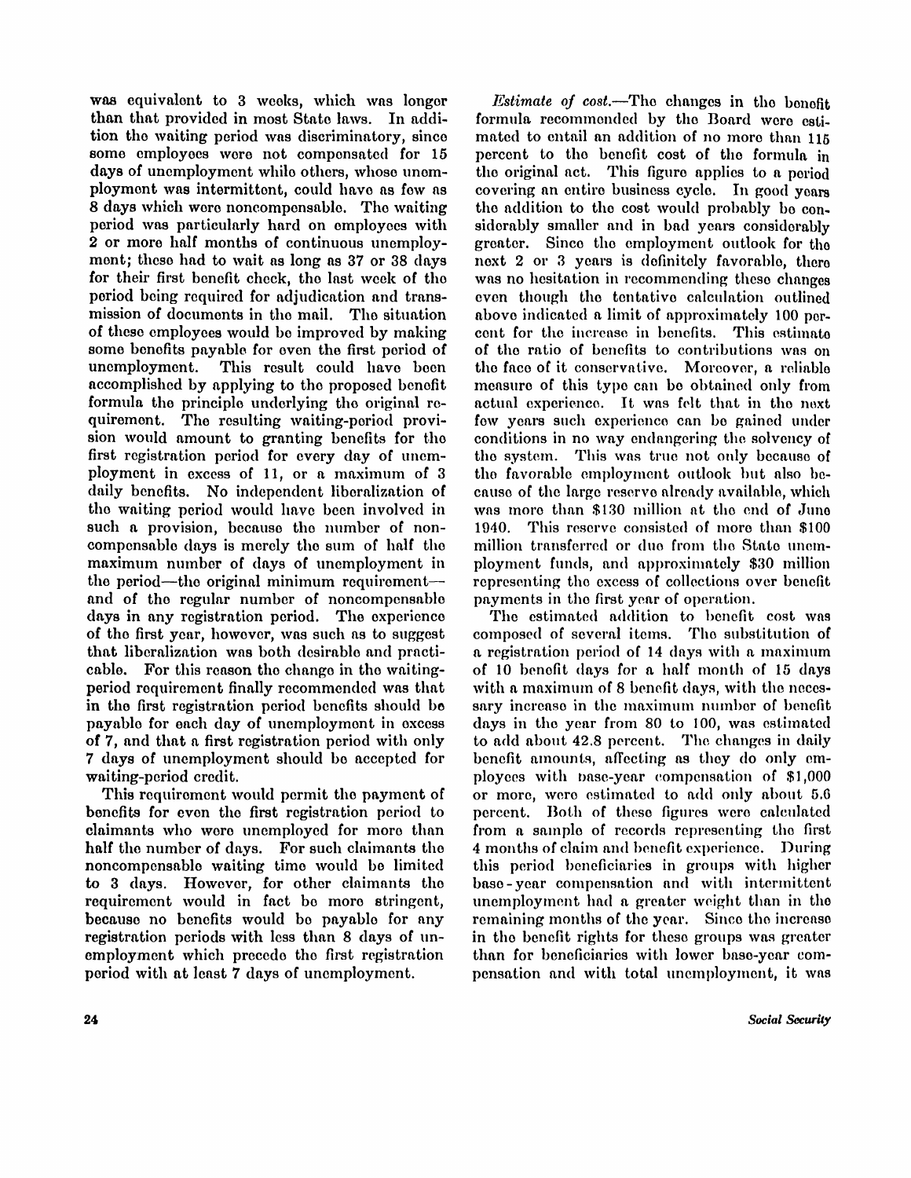was equivalent to 3 weeks, which was longer than that provided in most State laws. In addition the waiting period was discriminatory, since some employees were not compensated for 15 days of unemployment while others, whose unemployment was intermittent, could have as few as 8 days which were noncompensable. The waiting period was particularly hard on employees with 2 or more half months of continuous unemployment; these had to wait as long as 37 or 38 days for their first benefit check, the last week of the period being required for adjudication and transmission of documents in the mail. The situation of these employees would be improved by making some benefits payable for even the first period of unemployment. This result could have been accomplished by applying to the proposed benefit formula the principle underlying the original requirement. The resulting waiting-period provision would amount to granting benefits for the first registration period for every day of unemployment in excess of 11, or a maximum of 3 daily benefits. No independent liberalization of the waiting period would have been involved in such a provision, because the number of noncompensable days is merely the sum of half the maximum number of days of unemployment in the period—the original minimum requirement—and of the regular number of noncompensable days in any registration period. The experience of the first year, however, was such as to suggest that liberalization was both desirable and practicable. For this reason the change in the waiting-period requirement finally recommended was that in the first registration period benefits should be payable for each day of unemployment in excess of 7, and that a first registration period with only 7 days of unemployment should be accepted for waiting-period credit.

This requirement would permit the payment of benefits for even the first registration period to claimants who were unemployed for more than half the number of days. For such claimants the noncompensable waiting time would be limited to 3 days. However, for other claimants the requirement would in fact be more stringent, because no benefits would be payable for any registration periods with less than 8 days of unemployment which precede the first registration period with at least 7 days of unemployment.

*Estimate of cost.*—The changes in the benefit formula recommended by the Board were estimated to entail an addition of no more than 115 percent to the benefit cost of the formula in the original act. This figure applies to a period covering an entire business cycle. In good years the addition to the cost would probably be considerably smaller and in bad years considerably greater. Since the employment outlook for the next 2 or 3 years is definitely favorable, there was no hesitation in recommending these changes even though the tentative calculation outlined above indicated a limit of approximately 100 percent for the increase in benefits. This estimate of the ratio of benefits to contributions was on the face of it conservative. Moreover, a reliable measure of this type can be obtained only from actual experience. It was felt that in the next few years such experience can be gained under conditions in no way endangering the solvency of the system. This was true not only because of the favorable employment outlook but also because of the large reserve already available, which was more than $130 million at the end of June 1940. This reserve consisted of more than $100 million transferred or due from the State unemployment funds, and approximately $30 million representing the excess of collections over benefit payments in the first year of operation.

The estimated addition to benefit cost was composed of several items. The substitution of a registration period of 14 days with a maximum of 10 benefit days for a half month of 15 days with a maximum of 8 benefit days, with the necessary increase in the maximum number of benefit days in the year from 80 to 100, was estimated to add about 42.8 percent. The changes in daily benefit amounts, affecting as they do only employees with base-year compensation of $1,000 or more, were estimated to add only about 5.6 percent. Both of these figures were calculated from a sample of records representing the first 4 months of claim and benefit experience. During this period beneficiaries in groups with higher base-year compensation and with intermittent unemployment had a greater weight than in the remaining months of the year. Since the increase in the benefit rights for these groups was greater than for beneficiaries with lower base-year compensation and with total unemployment, it was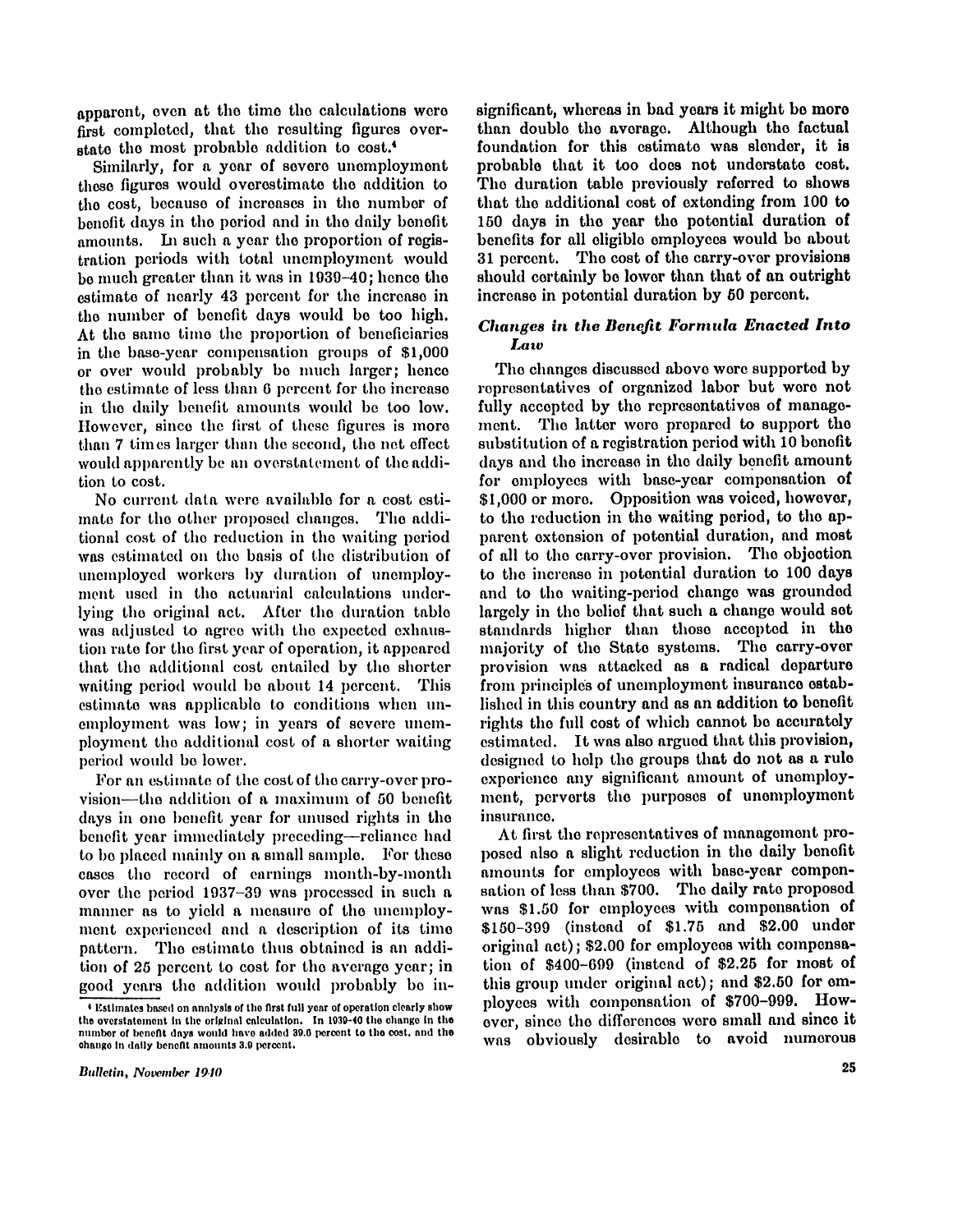apparent, even at the time the calculations were first completed, that the resulting figures overstate the most probable addition to cost.[4]

Similarly, for a year of severe unemployment these figures would overestimate the addition to the cost, because of increases in the number of benefit days in the period and in the daily benefit amounts. In such a year the proportion of registration periods with total unemployment would be much greater than it was in 1939–40; hence the estimate of nearly 43 percent for the increase in the number of benefit days would be too high. At the same time the proportion of beneficiaries in the base-year compensation groups of $1,000 or over would probably be much larger; hence the estimate of less than 6 percent for the increase in the daily benefit amounts would be too low. However, since the first of these figures is more than 7 times larger than the second, the net effect would apparently be an overstatement of the addition to cost.

No current data were available for a cost estimate for the other proposed changes. The additional cost of the reduction in the waiting period was estimated on the basis of the distribution of unemployed workers by duration of unemployment used in the actuarial calculations underlying the original act. After the duration table was adjusted to agree with the expected exhaustion rate for the first year of operation, it appeared that the additional cost entailed by the shorter waiting period would be about 14 percent. This estimate was applicable to conditions when unemployment was low; in years of severe unemployment the additional cost of a shorter waiting period would be lower.

For an estimate of the cost of the carry-over provision—the addition of a maximum of 50 benefit days in one benefit year for unused rights in the benefit year immediately preceding—reliance had to be placed mainly on a small sample. For these cases the record of earnings month-by-month over the period 1937–39 was processed in such a manner as to yield a measure of the unemployment experienced and a description of its time pattern. The estimate thus obtained is an addition of 25 percent to cost for the average year; in good years the addition would probably be insignificant, whereas in bad years it might be more than double the average. Although the factual foundation for this estimate was slender, it is probable that it too does not understate cost. The duration table previously referred to shows that the additional cost of extending from 100 to 150 days in the year the potential duration of benefits for all eligible employees would be about 31 percent. The cost of the carry-over provisions should certainly be lower than that of an outright increase in potential duration by 50 percent.

### *Changes in the Benefit Formula Enacted Into Law*

The changes discussed above were supported by representatives of organized labor but were not fully accepted by the representatives of management. The latter were prepared to support the substitution of a registration period with 10 benefit days and the increase in the daily benefit amount for employees with base-year compensation of $1,000 or more. Opposition was voiced, however, to the reduction in the waiting period, to the apparent extension of potential duration, and most of all to the carry-over provision. The objection to the increase in potential duration to 100 days and to the waiting-period change was grounded largely in the belief that such a change would set standards higher than those accepted in the majority of the State systems. The carry-over provision was attacked as a radical departure from principles of unemployment insurance established in this country and as an addition to benefit rights the full cost of which cannot be accurately estimated. It was also argued that this provision, designed to help the groups that do not as a rule experience any significant amount of unemployment, perverts the purposes of unemployment insurance.

At first the representatives of management proposed also a slight reduction in the daily benefit amounts for employees with base-year compensation of less than $700. The daily rate proposed was $1.50 for employees with compensation of $150–399 (instead of $1.75 and $2.00 under original act); $2.00 for employees with compensation of $400–699 (instead of $2.25 for most of this group under original act); and $2.50 for employees with compensation of $700–999. However, since the differences were small and since it was obviously desirable to avoid numerous

---

[4] Estimates based on analysis of the first full year of operation clearly show the overstatement in the original calculation. In 1939-40 the change in the number of benefit days would have added 39.6 percent to the cost, and the change in daily benefit amounts 3.9 percent.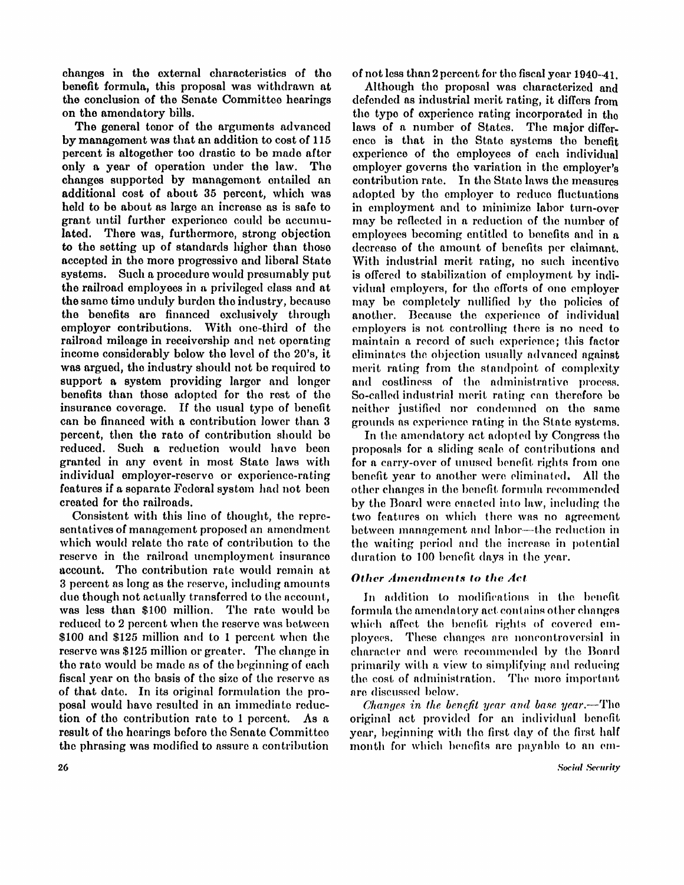changes in the external characteristics of the benefit formula, this proposal was withdrawn at the conclusion of the Senate Committee hearings on the amendatory bills.

The general tenor of the arguments advanced by management was that an addition to cost of 115 percent is altogether too drastic to be made after only a year of operation under the law. The changes supported by management entailed an additional cost of about 35 percent, which was held to be about as large an increase as is safe to grant until further experience could be accumulated. There was, furthermore, strong objection to the setting up of standards higher than those accepted in the more progressive and liberal State systems. Such a procedure would presumably put the railroad employees in a privileged class and at the same time unduly burden the industry, because the benefits are financed exclusively through employer contributions. With one-third of the railroad mileage in receivership and net operating income considerably below the level of the 20's, it was argued, the industry should not be required to support a system providing larger and longer benefits than those adopted for the rest of the insurance coverage. If the usual type of benefit can be financed with a contribution lower than 3 percent, then the rate of contribution should be reduced. Such a reduction would have been granted in any event in most State laws with individual employer-reserve or experience-rating features if a separate Federal system had not been created for the railroads.

Consistent with this line of thought, the representatives of management proposed an amendment which would relate the rate of contribution to the reserve in the railroad unemployment insurance account. The contribution rate would remain at 3 percent as long as the reserve, including amounts due though not actually transferred to the account, was less than $100 million. The rate would be reduced to 2 percent when the reserve was between $100 and $125 million and to 1 percent when the reserve was $125 million or greater. The change in the rate would be made as of the beginning of each fiscal year on the basis of the size of the reserve as of that date. In its original formulation the proposal would have resulted in an immediate reduction of the contribution rate to 1 percent. As a result of the hearings before the Senate Committee the phrasing was modified to assure a contribution of not less than 2 percent for the fiscal year 1940-41.

Although the proposal was characterized and defended as industrial merit rating, it differs from the type of experience rating incorporated in the laws of a number of States. The major difference is that in the State systems the benefit experience of the employees of each individual employer governs the variation in the employer's contribution rate. In the State laws the measures adopted by the employer to reduce fluctuations in employment and to minimize labor turn-over may be reflected in a reduction of the number of employees becoming entitled to benefits and in a decrease of the amount of benefits per claimant. With industrial merit rating, no such incentive is offered to stabilization of employment by individual employers, for the efforts of one employer may be completely nullified by the policies of another. Because the experience of individual employers is not controlling there is no need to maintain a record of such experience; this factor eliminates the objection usually advanced against merit rating from the standpoint of complexity and costliness of the administrative process. So-called industrial merit rating can therefore be neither justified nor condemned on the same grounds as experience rating in the State systems.

In the amendatory act adopted by Congress the proposals for a sliding scale of contributions and for a carry-over of unused benefit rights from one benefit year to another were eliminated. All the other changes in the benefit formula recommended by the Board were enacted into law, including the two features on which there was no agreement between management and labor—the reduction in the waiting period and the increase in potential duration to 100 benefit days in the year.

### *Other Amendments to the Act*

In addition to modifications in the benefit formula the amendatory act contains other changes which affect the benefit rights of covered employees. These changes are noncontroversial in character and were recommended by the Board primarily with a view to simplifying and reducing the cost of administration. The more important are discussed below.

*Changes in the benefit year and base year.*—The original act provided for an individual benefit year, beginning with the first day of the first half month for which benefits are payable to an em-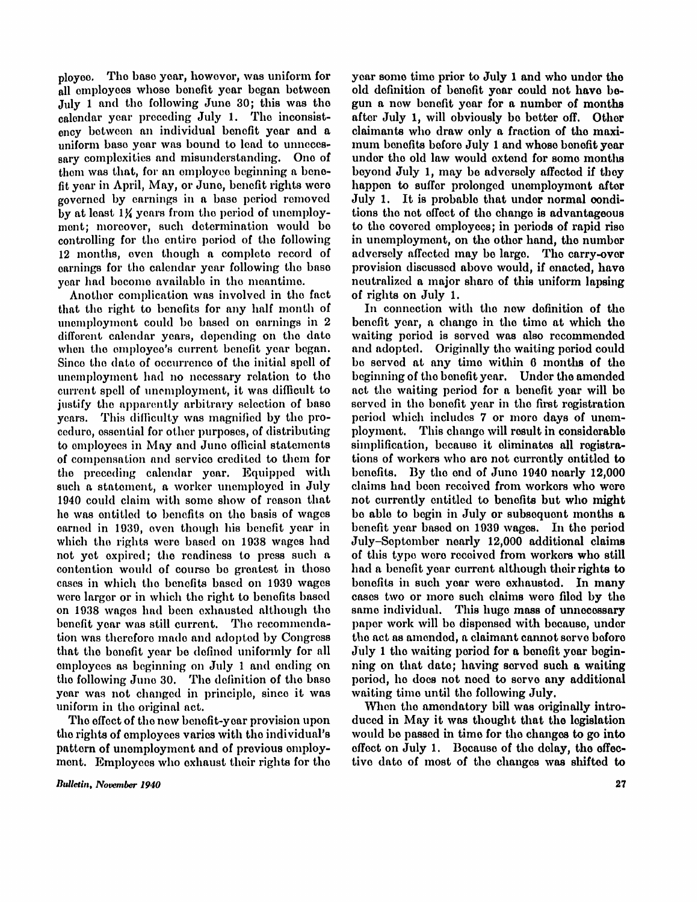ployee. The base year, however, was uniform for all employees whose benefit year began between July 1 and the following June 30; this was the calendar year preceding July 1. The inconsistency between an individual benefit year and a uniform base year was bound to lead to unnecessary complexities and misunderstanding. One of them was that, for an employee beginning a benefit year in April, May, or June, benefit rights were governed by earnings in a base period removed by at least 1¼ years from the period of unemployment; moreover, such determination would be controlling for the entire period of the following 12 months, even though a complete record of earnings for the calendar year following the base year had become available in the meantime.

Another complication was involved in the fact that the right to benefits for any half month of unemployment could be based on earnings in 2 different calendar years, depending on the date when the employee's current benefit year began. Since the date of occurrence of the initial spell of unemployment had no necessary relation to the current spell of unemployment, it was difficult to justify the apparently arbitrary selection of base years. This difficulty was magnified by the procedure, essential for other purposes, of distributing to employees in May and June official statements of compensation and service credited to them for the preceding calendar year. Equipped with such a statement, a worker unemployed in July 1940 could claim with some show of reason that he was entitled to benefits on the basis of wages earned in 1939, even though his benefit year in which the rights were based on 1938 wages had not yet expired; the readiness to press such a contention would of course be greatest in those cases in which the benefits based on 1939 wages were larger or in which the right to benefits based on 1938 wages had been exhausted although the benefit year was still current. The recommendation was therefore made and adopted by Congress that the benefit year be defined uniformly for all employees as beginning on July 1 and ending on the following June 30. The definition of the base year was not changed in principle, since it was uniform in the original act.

The effect of the new benefit-year provision upon the rights of employees varies with the individual's pattern of unemployment and of previous employment. Employees who exhaust their rights for the year some time prior to July 1 and who under the old definition of benefit year could not have begun a new benefit year for a number of months after July 1, will obviously be better off. Other claimants who draw only a fraction of the maximum benefits before July 1 and whose benefit year under the old law would extend for some months beyond July 1, may be adversely affected if they happen to suffer prolonged unemployment after July 1. It is probable that under normal conditions the net effect of the change is advantageous to the covered employees; in periods of rapid rise in unemployment, on the other hand, the number adversely affected may be large. The carry-over provision discussed above would, if enacted, have neutralized a major share of this uniform lapsing of rights on July 1.

In connection with the new definition of the benefit year, a change in the time at which the waiting period is served was also recommended and adopted. Originally the waiting period could be served at any time within 6 months of the beginning of the benefit year. Under the amended act the waiting period for a benefit year will be served in the benefit year in the first registration period which includes 7 or more days of unemployment. This change will result in considerable simplification, because it eliminates all registrations of workers who are not currently entitled to benefits. By the end of June 1940 nearly 12,000 claims had been received from workers who were not currently entitled to benefits but who might be able to begin in July or subsequent months a benefit year based on 1939 wages. In the period July–September nearly 12,000 additional claims of this type were received from workers who still had a benefit year current although their rights to benefits in such year were exhausted. In many cases two or more such claims were filed by the same individual. This huge mass of unnecessary paper work will be dispensed with because, under the act as amended, a claimant cannot serve before July 1 the waiting period for a benefit year beginning on that date; having served such a waiting period, he does not need to serve any additional waiting time until the following July.

When the amendatory bill was originally introduced in May it was thought that the legislation would be passed in time for the changes to go into effect on July 1. Because of the delay, the effective date of most of the changes was shifted to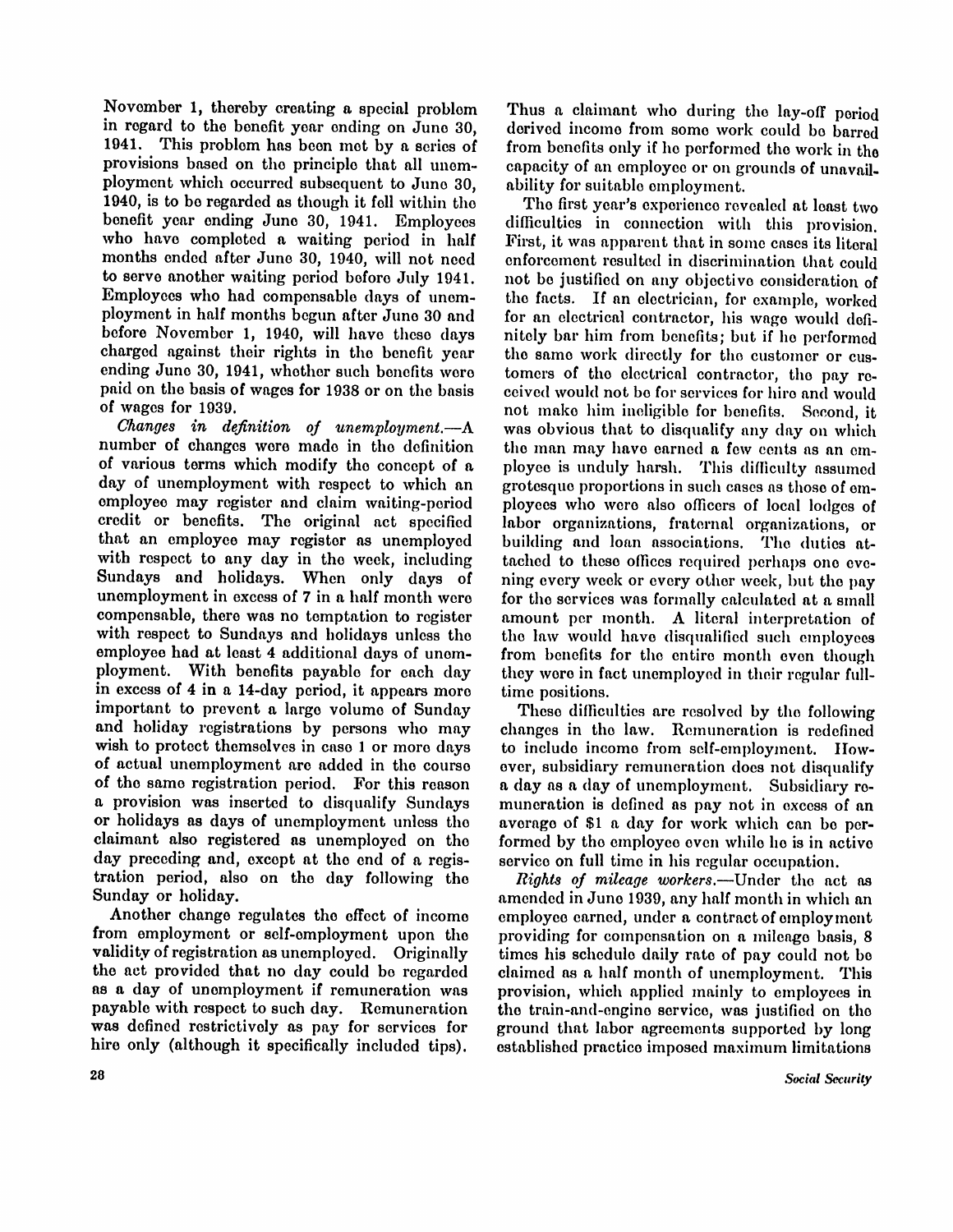November 1, thereby creating a special problem in regard to the benefit year ending on June 30, 1941. This problem has been met by a series of provisions based on the principle that all unemployment which occurred subsequent to June 30, 1940, is to be regarded as though it fell within the benefit year ending June 30, 1941. Employees who have completed a waiting period in half months ended after June 30, 1940, will not need to serve another waiting period before July 1941. Employees who had compensable days of unemployment in half months begun after June 30 and before November 1, 1940, will have these days charged against their rights in the benefit year ending June 30, 1941, whether such benefits were paid on the basis of wages for 1938 or on the basis of wages for 1939.

*Changes in definition of unemployment.*—A number of changes were made in the definition of various terms which modify the concept of a day of unemployment with respect to which an employee may register and claim waiting-period credit or benefits. The original act specified that an employee may register as unemployed with respect to any day in the week, including Sundays and holidays. When only days of unemployment in excess of 7 in a half month were compensable, there was no temptation to register with respect to Sundays and holidays unless the employee had at least 4 additional days of unemployment. With benefits payable for each day in excess of 4 in a 14-day period, it appears more important to prevent a large volume of Sunday and holiday registrations by persons who may wish to protect themselves in case 1 or more days of actual unemployment are added in the course of the same registration period. For this reason a provision was inserted to disqualify Sundays or holidays as days of unemployment unless the claimant also registered as unemployed on the day preceding and, except at the end of a registration period, also on the day following the Sunday or holiday.

Another change regulates the effect of income from employment or self-employment upon the validity of registration as unemployed. Originally the act provided that no day could be regarded as a day of unemployment if remuneration was payable with respect to such day. Remuneration was defined restrictively as pay for services for hire only (although it specifically included tips). Thus a claimant who during the lay-off period derived income from some work could be barred from benefits only if he performed the work in the capacity of an employee or on grounds of unavailability for suitable employment.

The first year's experience revealed at least two difficulties in connection with this provision. First, it was apparent that in some cases its literal enforcement resulted in discrimination that could not be justified on any objective consideration of the facts. If an electrician, for example, worked for an electrical contractor, his wage would definitely bar him from benefits; but if he performed the same work directly for the customer or customers of the electrical contractor, the pay received would not be for services for hire and would not make him ineligible for benefits. Second, it was obvious that to disqualify any day on which the man may have earned a few cents as an employee is unduly harsh. This difficulty assumed grotesque proportions in such cases as those of employees who were also officers of local lodges of labor organizations, fraternal organizations, or building and loan associations. The duties attached to these offices required perhaps one evening every week or every other week, but the pay for the services was formally calculated at a small amount per month. A literal interpretation of the law would have disqualified such employees from benefits for the entire month even though they were in fact unemployed in their regular full-time positions.

These difficulties are resolved by the following changes in the law. Remuneration is redefined to include income from self-employment. However, subsidiary remuneration does not disqualify a day as a day of unemployment. Subsidiary remuneration is defined as pay not in excess of an average of $1 a day for work which can be performed by the employee even while he is in active service on full time in his regular occupation.

*Rights of mileage workers.*—Under the act as amended in June 1939, any half month in which an employee earned, under a contract of employment providing for compensation on a mileage basis, 8 times his schedule daily rate of pay could not be claimed as a half month of unemployment. This provision, which applied mainly to employees in the train-and-engine service, was justified on the ground that labor agreements supported by long established practice imposed maximum limitations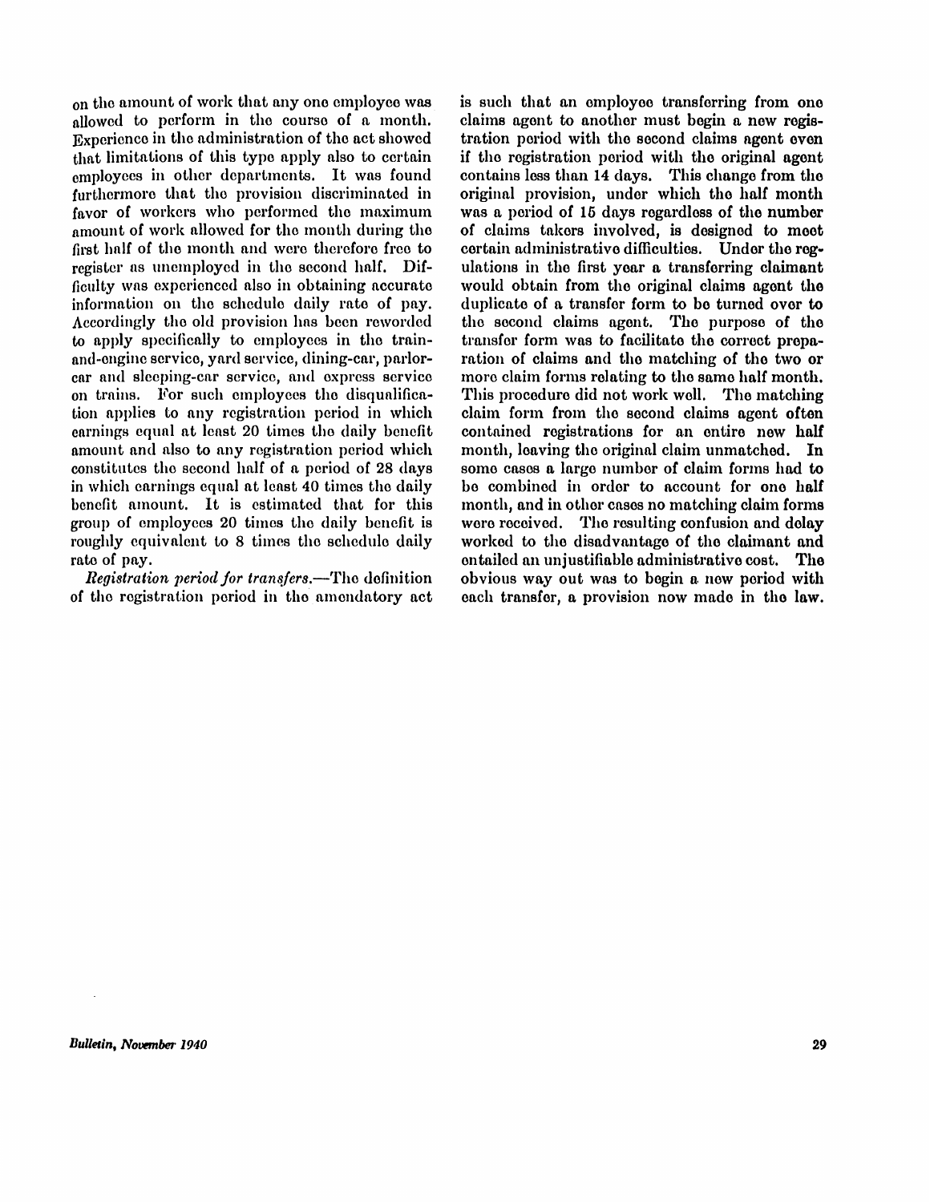on the amount of work that any one employee was allowed to perform in the course of a month. Experience in the administration of the act showed that limitations of this type apply also to certain employees in other departments. It was found furthermore that the provision discriminated in favor of workers who performed the maximum amount of work allowed for the month during the first half of the month and were therefore free to register as unemployed in the second half. Difficulty was experienced also in obtaining accurate information on the schedule daily rate of pay. Accordingly the old provision has been reworded to apply specifically to employees in the train-and-engine service, yard service, dining-car, parlor-car and sleeping-car service, and express service on trains. For such employees the disqualification applies to any registration period in which earnings equal at least 20 times the daily benefit amount and also to any registration period which constitutes the second half of a period of 28 days in which earnings equal at least 40 times the daily benefit amount. It is estimated that for this group of employees 20 times the daily benefit is roughly equivalent to 8 times the schedule daily rate of pay.

*Registration period for transfers.*—The definition of the registration period in the amendatory act is such that an employee transferring from one claims agent to another must begin a new registration period with the second claims agent even if the registration period with the original agent contains less than 14 days. This change from the original provision, under which the half month was a period of 15 days regardless of the number of claims takers involved, is designed to meet certain administrative difficulties. Under the regulations in the first year a transferring claimant would obtain from the original claims agent the duplicate of a transfer form to be turned over to the second claims agent. The purpose of the transfer form was to facilitate the correct preparation of claims and the matching of the two or more claim forms relating to the same half month. This procedure did not work well. The matching claim form from the second claims agent often contained registrations for an entire new half month, leaving the original claim unmatched. In some cases a large number of claim forms had to be combined in order to account for one half month, and in other cases no matching claim forms were received. The resulting confusion and delay worked to the disadvantage of the claimant and entailed an unjustifiable administrative cost. The obvious way out was to begin a new period with each transfer, a provision now made in the law.